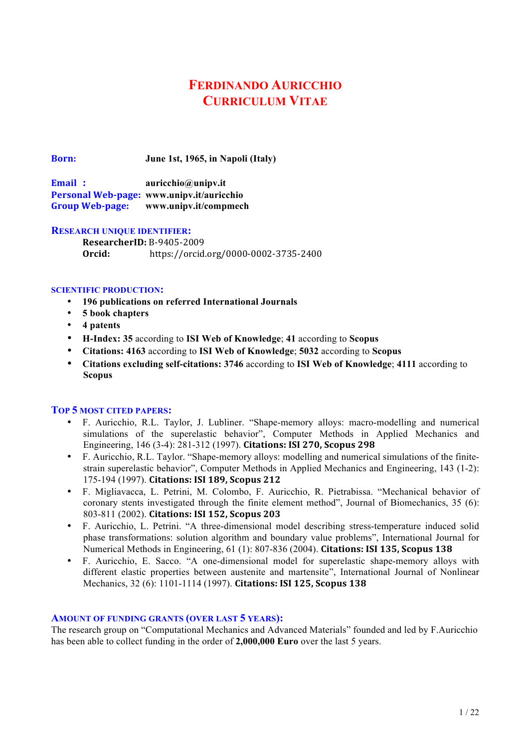# Ferdinando Auricchio
# Curriculum Vitae

**Born:** June 1st, 1965, in Napoli (Italy)

**Email :** auricchio@unipv.it
**Personal Web-page:** www.unipv.it/auricchio
**Group Web-page:** www.unipv.it/compmech

## Research unique identifier:

**ResearcherID:** B-9405-2009
**Orcid:** https://orcid.org/0000-0002-3735-2400

## Scientific production:

- **196 publications on referred International Journals**
- **5 book chapters**
- **4 patents**
- **H-Index: 35** according to **ISI Web of Knowledge**; **41** according to **Scopus**
- **Citations: 4163** according to **ISI Web of Knowledge**; **5032** according to **Scopus**
- **Citations excluding self-citations: 3746** according to **ISI Web of Knowledge**; **4111** according to **Scopus**

## Top 5 most cited papers:

- F. Auricchio, R.L. Taylor, J. Lubliner. "Shape-memory alloys: macro-modelling and numerical simulations of the superelastic behavior", Computer Methods in Applied Mechanics and Engineering, 146 (3-4): 281-312 (1997). **Citations: ISI 270, Scopus 298**
- F. Auricchio, R.L. Taylor. "Shape-memory alloys: modelling and numerical simulations of the finite-strain superelastic behavior", Computer Methods in Applied Mechanics and Engineering, 143 (1-2): 175-194 (1997). **Citations: ISI 189, Scopus 212**
- F. Migliavacca, L. Petrini, M. Colombo, F. Auricchio, R. Pietrabissa. "Mechanical behavior of coronary stents investigated through the finite element method", Journal of Biomechanics, 35 (6): 803-811 (2002). **Citations: ISI 152, Scopus 203**
- F. Auricchio, L. Petrini. "A three-dimensional model describing stress-temperature induced solid phase transformations: solution algorithm and boundary value problems", International Journal for Numerical Methods in Engineering, 61 (1): 807-836 (2004). **Citations: ISI 135, Scopus 138**
- F. Auricchio, E. Sacco. "A one-dimensional model for superelastic shape-memory alloys with different elastic properties between austenite and martensite", International Journal of Nonlinear Mechanics, 32 (6): 1101-1114 (1997). **Citations: ISI 125, Scopus 138**

## Amount of funding grants (over last 5 years):

The research group on "Computational Mechanics and Advanced Materials" founded and led by F.Auricchio has been able to collect funding in the order of **2,000,000 Euro** over the last 5 years.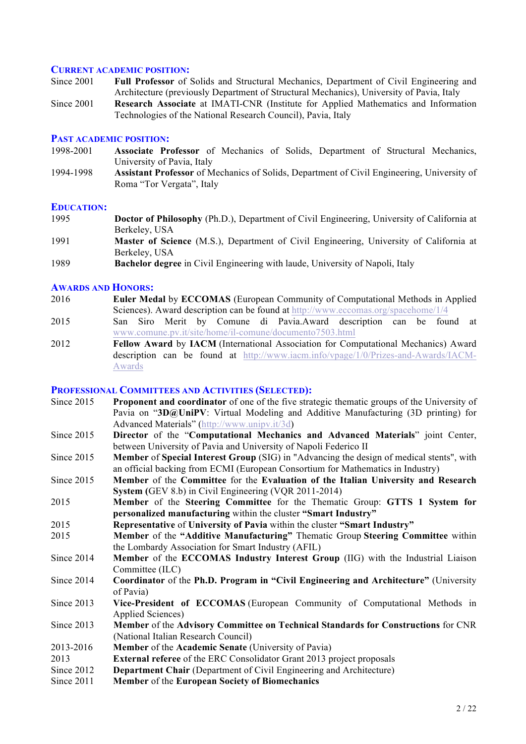## Current academic position:

| | |
|---|---|
| Since 2001 | **Full Professor** of Solids and Structural Mechanics, Department of Civil Engineering and Architecture (previously Department of Structural Mechanics), University of Pavia, Italy |
| Since 2001 | **Research Associate** at IMATI-CNR (Institute for Applied Mathematics and Information Technologies of the National Research Council), Pavia, Italy |

## Past academic position:

| | |
|---|---|
| 1998-2001 | **Associate Professor** of Mechanics of Solids, Department of Structural Mechanics, University of Pavia, Italy |
| 1994-1998 | **Assistant Professor** of Mechanics of Solids, Department of Civil Engineering, University of Roma "Tor Vergata", Italy |

## Education:

| | |
|---|---|
| 1995 | **Doctor of Philosophy** (Ph.D.), Department of Civil Engineering, University of California at Berkeley, USA |
| 1991 | **Master of Science** (M.S.), Department of Civil Engineering, University of California at Berkeley, USA |
| 1989 | **Bachelor degree** in Civil Engineering with laude, University of Napoli, Italy |

## Awards and Honors:

| | |
|---|---|
| 2016 | **Euler Medal** by **ECCOMAS** (European Community of Computational Methods in Applied Sciences). Award description can be found at http://www.eccomas.org/spacehome/1/4 |
| 2015 | San Siro Merit by Comune di Pavia.Award description can be found at www.comune.pv.it/site/home/il-comune/documento7503.html |
| 2012 | **Fellow Award** by **IACM** (International Association for Computational Mechanics) Award description can be found at http://www.iacm.info/vpage/1/0/Prizes-and-Awards/IACM-Awards |

## Professional Committees and Activities (Selected):

| | |
|---|---|
| Since 2015 | **Proponent and coordinator** of one of the five strategic thematic groups of the University of Pavia on "**3D@UniPV**: Virtual Modeling and Additive Manufacturing (3D printing) for Advanced Materials" (http://www.unipv.it/3d) |
| Since 2015 | **Director** of the "**Computational Mechanics and Advanced Materials**" joint Center, between University of Pavia and University of Napoli Federico II |
| Since 2015 | **Member** of **Special Interest Group** (SIG) in "Advancing the design of medical stents", with an official backing from ECMI (European Consortium for Mathematics in Industry) |
| Since 2015 | **Member** of the **Committee** for the **Evaluation of the Italian University and Research System (**GEV 8.b) in Civil Engineering (VQR 2011-2014) |
| 2015 | **Member** of the **Steering Committee** for the Thematic Group: **GTTS 1 System for personalized manufacturing** within the cluster **"Smart Industry"** |
| 2015 | **Representative** of **University of Pavia** within the cluster **"Smart Industry"** |
| 2015 | **Member** of the **"Additive Manufacturing"** Thematic Group **Steering Committee** within the Lombardy Association for Smart Industry (AFIL) |
| Since 2014 | **Member** of the **ECCOMAS Industry Interest Group** (IIG) with the Industrial Liaison Committee (ILC) |
| Since 2014 | **Coordinator** of the **Ph.D. Program in "Civil Engineering and Architecture"** (University of Pavia) |
| Since 2013 | **Vice-President of ECCOMAS** (European Community of Computational Methods in Applied Sciences) |
| Since 2013 | **Member** of the **Advisory Committee on Technical Standards for Constructions** for CNR (National Italian Research Council) |
| 2013-2016 | **Member** of the **Academic Senate** (University of Pavia) |
| 2013 | **External referee** of the ERC Consolidator Grant 2013 project proposals |
| Since 2012 | **Department Chair** (Department of Civil Engineering and Architecture) |
| Since 2011 | **Member** of the **European Society of Biomechanics** |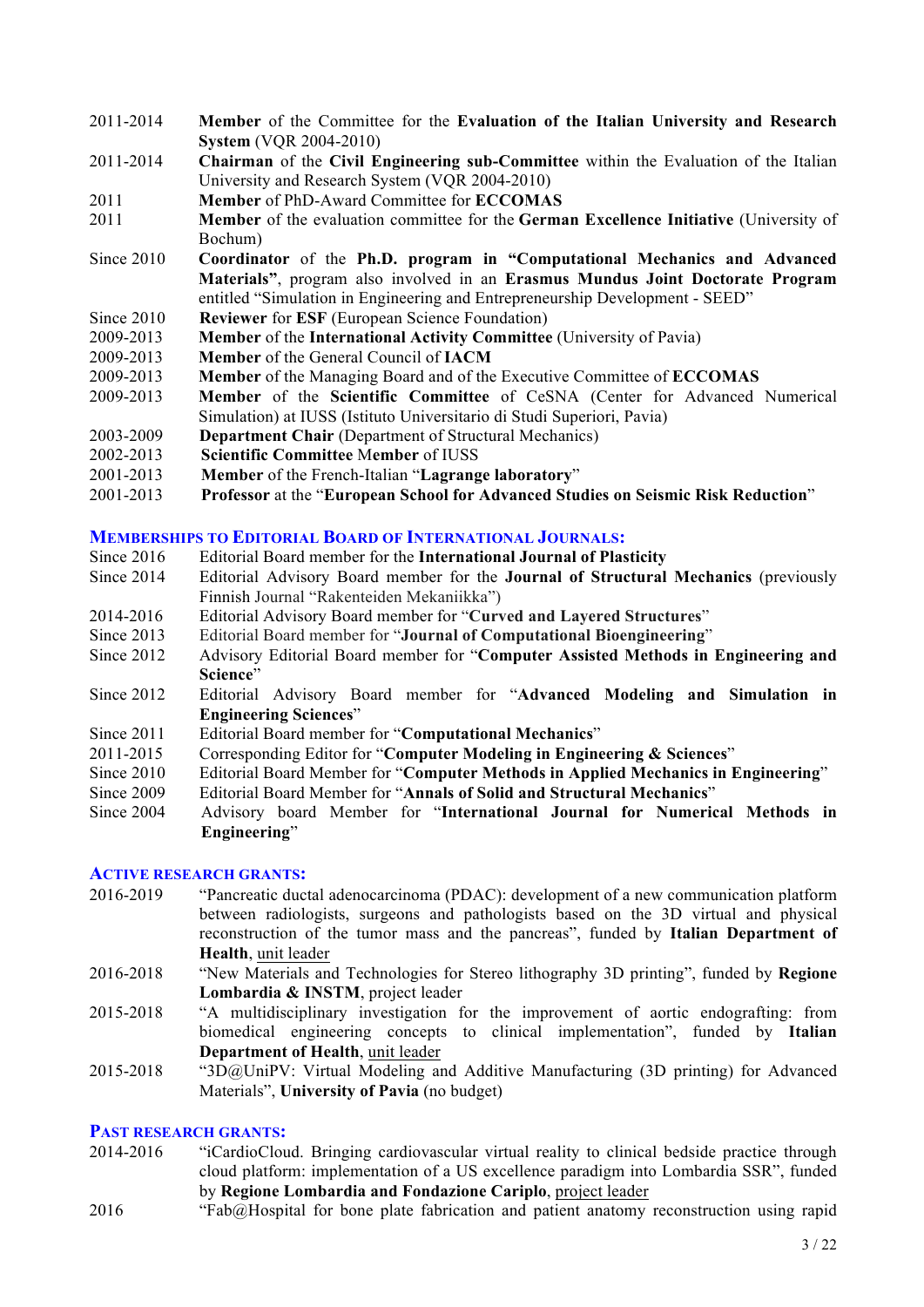2011-2014 **Member** of the Committee for the **Evaluation of the Italian University and Research System** (VQR 2004-2010)

2011-2014 **Chairman** of the **Civil Engineering sub-Committee** within the Evaluation of the Italian University and Research System (VQR 2004-2010)

2011 **Member** of PhD-Award Committee for **ECCOMAS**

2011 **Member** of the evaluation committee for the **German Excellence Initiative** (University of Bochum)

Since 2010 **Coordinator** of the **Ph.D. program in "Computational Mechanics and Advanced Materials"**, program also involved in an **Erasmus Mundus Joint Doctorate Program** entitled "Simulation in Engineering and Entrepreneurship Development - SEED"

Since 2010 **Reviewer** for **ESF** (European Science Foundation)

2009-2013 **Member** of the **International Activity Committee** (University of Pavia)

2009-2013 **Member** of the General Council of **IACM**

2009-2013 **Member** of the Managing Board and of the Executive Committee of **ECCOMAS**

2009-2013 **Member** of the **Scientific Committee** of CeSNA (Center for Advanced Numerical Simulation) at IUSS (Istituto Universitario di Studi Superiori, Pavia)

2003-2009 **Department Chair** (Department of Structural Mechanics)

2002-2013 **Scientific Committee** **Member** of IUSS

2001-2013 **Member** of the French-Italian "**Lagrange laboratory**"

2001-2013 **Professor** at the "**European School for Advanced Studies on Seismic Risk Reduction**"

## MEMBERSHIPS TO EDITORIAL BOARD OF INTERNATIONAL JOURNALS:

Since 2016 Editorial Board member for the **International Journal of Plasticity**

Since 2014 Editorial Advisory Board member for the **Journal of Structural Mechanics** (previously Finnish Journal "Rakenteiden Mekaniikka")

2014-2016 Editorial Advisory Board member for "**Curved and Layered Structures**"

Since 2013 Editorial Board member for "**Journal of Computational Bioengineering**"

Since 2012 Advisory Editorial Board member for "**Computer Assisted Methods in Engineering and Science**"

Since 2012 Editorial Advisory Board member for "**Advanced Modeling and Simulation in Engineering Sciences**"

Since 2011 Editorial Board member for "**Computational Mechanics**"

2011-2015 Corresponding Editor for "**Computer Modeling in Engineering & Sciences**"

Since 2010 Editorial Board Member for "**Computer Methods in Applied Mechanics in Engineering**"

Since 2009 Editorial Board Member for "**Annals of Solid and Structural Mechanics**"

Since 2004 Advisory board Member for "**International Journal for Numerical Methods in Engineering**"

## ACTIVE RESEARCH GRANTS:

2016-2019 "Pancreatic ductal adenocarcinoma (PDAC): development of a new communication platform between radiologists, surgeons and pathologists based on the 3D virtual and physical reconstruction of the tumor mass and the pancreas", funded by **Italian Department of Health**, unit leader

2016-2018 "New Materials and Technologies for Stereo lithography 3D printing", funded by **Regione Lombardia & INSTM**, project leader

2015-2018 "A multidisciplinary investigation for the improvement of aortic endografting: from biomedical engineering concepts to clinical implementation", funded by **Italian Department of Health**, unit leader

2015-2018 "3D@UniPV: Virtual Modeling and Additive Manufacturing (3D printing) for Advanced Materials", **University of Pavia** (no budget)

## PAST RESEARCH GRANTS:

2014-2016 "iCardioCloud. Bringing cardiovascular virtual reality to clinical bedside practice through cloud platform: implementation of a US excellence paradigm into Lombardia SSR", funded by **Regione Lombardia and Fondazione Cariplo**, project leader

2016 "Fab@Hospital for bone plate fabrication and patient anatomy reconstruction using rapid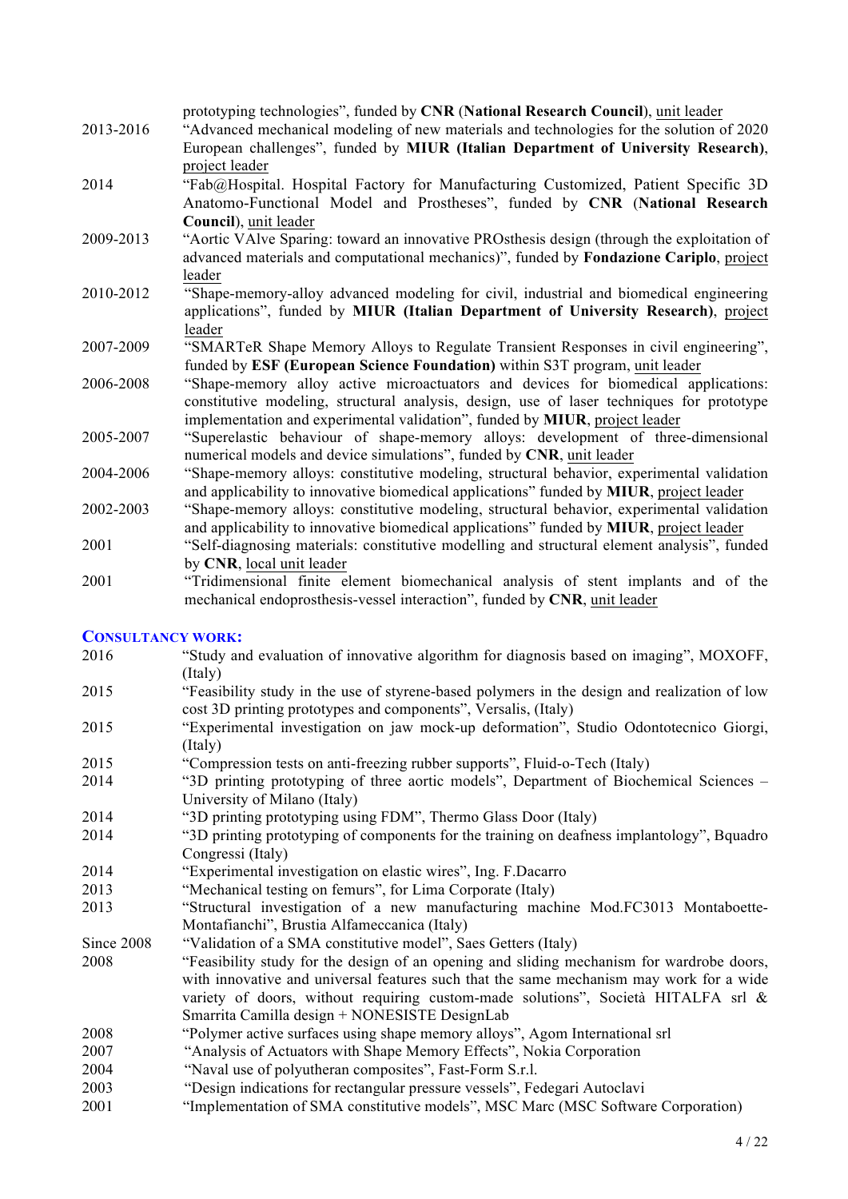| | |
|---|---|
| | prototyping technologies", funded by **CNR** (**National Research Council**), unit leader |
| 2013-2016 | "Advanced mechanical modeling of new materials and technologies for the solution of 2020 European challenges", funded by **MIUR (Italian Department of University Research)**, project leader |
| 2014 | "Fab@Hospital. Hospital Factory for Manufacturing Customized, Patient Specific 3D Anatomo-Functional Model and Prostheses", funded by **CNR** (**National Research Council**), unit leader |
| 2009-2013 | "Aortic VAlve Sparing: toward an innovative PROsthesis design (through the exploitation of advanced materials and computational mechanics)", funded by **Fondazione Cariplo**, project leader |
| 2010-2012 | "Shape-memory-alloy advanced modeling for civil, industrial and biomedical engineering applications", funded by **MIUR (Italian Department of University Research)**, project leader |
| 2007-2009 | "SMARTeR Shape Memory Alloys to Regulate Transient Responses in civil engineering", funded by **ESF (European Science Foundation)** within S3T program, unit leader |
| 2006-2008 | "Shape-memory alloy active microactuators and devices for biomedical applications: constitutive modeling, structural analysis, design, use of laser techniques for prototype implementation and experimental validation", funded by **MIUR**, project leader |
| 2005-2007 | "Superelastic behaviour of shape-memory alloys: development of three-dimensional numerical models and device simulations", funded by **CNR**, unit leader |
| 2004-2006 | "Shape-memory alloys: constitutive modeling, structural behavior, experimental validation and applicability to innovative biomedical applications" funded by **MIUR**, project leader |
| 2002-2003 | "Shape-memory alloys: constitutive modeling, structural behavior, experimental validation and applicability to innovative biomedical applications" funded by **MIUR**, project leader |
| 2001 | "Self-diagnosing materials: constitutive modelling and structural element analysis", funded by **CNR**, local unit leader |
| 2001 | "Tridimensional finite element biomechanical analysis of stent implants and of the mechanical endoprosthesis-vessel interaction", funded by **CNR**, unit leader |

## CONSULTANCY WORK:

| | |
|---|---|
| 2016 | "Study and evaluation of innovative algorithm for diagnosis based on imaging", MOXOFF, (Italy) |
| 2015 | "Feasibility study in the use of styrene-based polymers in the design and realization of low cost 3D printing prototypes and components", Versalis, (Italy) |
| 2015 | "Experimental investigation on jaw mock-up deformation", Studio Odontotecnico Giorgi, (Italy) |
| 2015 | "Compression tests on anti-freezing rubber supports", Fluid-o-Tech (Italy) |
| 2014 | "3D printing prototyping of three aortic models", Department of Biochemical Sciences – University of Milano (Italy) |
| 2014 | "3D printing prototyping using FDM", Thermo Glass Door (Italy) |
| 2014 | "3D printing prototyping of components for the training on deafness implantology", Bquadro Congressi (Italy) |
| 2014 | "Experimental investigation on elastic wires", Ing. F.Dacarro |
| 2013 | "Mechanical testing on femurs", for Lima Corporate (Italy) |
| 2013 | "Structural investigation of a new manufacturing machine Mod.FC3013 Montaboette-Montafianchi", Brustia Alfameccanica (Italy) |
| Since 2008 | "Validation of a SMA constitutive model", Saes Getters (Italy) |
| 2008 | "Feasibility study for the design of an opening and sliding mechanism for wardrobe doors, with innovative and universal features such that the same mechanism may work for a wide variety of doors, without requiring custom-made solutions", Società HITALFA srl & Smarrita Camilla design + NONESISTE DesignLab |
| 2008 | "Polymer active surfaces using shape memory alloys", Agom International srl |
| 2007 | "Analysis of Actuators with Shape Memory Effects", Nokia Corporation |
| 2004 | "Naval use of polyutheran composites", Fast-Form S.r.l. |
| 2003 | "Design indications for rectangular pressure vessels", Fedegari Autoclavi |
| 2001 | "Implementation of SMA constitutive models", MSC Marc (MSC Software Corporation) |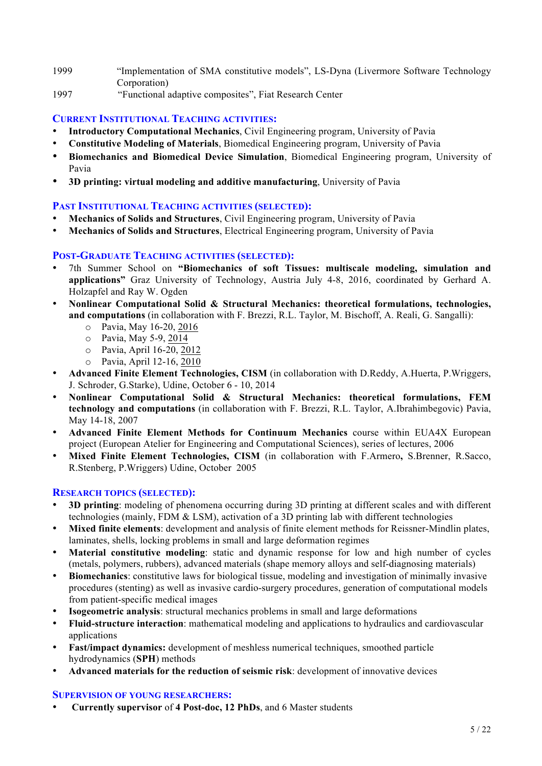1999 "Implementation of SMA constitutive models", LS-Dyna (Livermore Software Technology Corporation)

1997 "Functional adaptive composites", Fiat Research Center

## CURRENT INSTITUTIONAL TEACHING ACTIVITIES:

- **Introductory Computational Mechanics**, Civil Engineering program, University of Pavia
- **Constitutive Modeling of Materials**, Biomedical Engineering program, University of Pavia
- **Biomechanics and Biomedical Device Simulation**, Biomedical Engineering program, University of Pavia
- **3D printing: virtual modeling and additive manufacturing**, University of Pavia

## PAST INSTITUTIONAL TEACHING ACTIVITIES (SELECTED):

- **Mechanics of Solids and Structures**, Civil Engineering program, University of Pavia
- **Mechanics of Solids and Structures**, Electrical Engineering program, University of Pavia

## POST-GRADUATE TEACHING ACTIVITIES (SELECTED):

- 7th Summer School on **"Biomechanics of soft Tissues: multiscale modeling, simulation and applications"** Graz University of Technology, Austria July 4-8, 2016, coordinated by Gerhard A. Holzapfel and Ray W. Ogden
- **Nonlinear Computational Solid & Structural Mechanics: theoretical formulations, technologies, and computations** (in collaboration with F. Brezzi, R.L. Taylor, M. Bischoff, A. Reali, G. Sangalli):
  - Pavia, May 16-20, 2016
  - Pavia, May 5-9, 2014
  - Pavia, April 16-20, 2012
  - Pavia, April 12-16, 2010
- **Advanced Finite Element Technologies, CISM** (in collaboration with D.Reddy, A.Huerta, P.Wriggers, J. Schroder, G.Starke), Udine, October 6 - 10, 2014
- **Nonlinear Computational Solid & Structural Mechanics: theoretical formulations, FEM technology and computations** (in collaboration with F. Brezzi, R.L. Taylor, A.Ibrahimbegovic) Pavia, May 14-18, 2007
- **Advanced Finite Element Methods for Continuum Mechanics** course within EUA4X European project (European Atelier for Engineering and Computational Sciences), series of lectures, 2006
- **Mixed Finite Element Technologies, CISM** (in collaboration with F.Armero**,** S.Brenner, R.Sacco, R.Stenberg, P.Wriggers) Udine, October 2005

## RESEARCH TOPICS (SELECTED):

- **3D printing**: modeling of phenomena occurring during 3D printing at different scales and with different technologies (mainly, FDM & LSM), activation of a 3D printing lab with different technologies
- **Mixed finite elements**: development and analysis of finite element methods for Reissner-Mindlin plates, laminates, shells, locking problems in small and large deformation regimes
- **Material constitutive modeling**: static and dynamic response for low and high number of cycles (metals, polymers, rubbers), advanced materials (shape memory alloys and self-diagnosing materials)
- **Biomechanics**: constitutive laws for biological tissue, modeling and investigation of minimally invasive procedures (stenting) as well as invasive cardio-surgery procedures, generation of computational models from patient-specific medical images
- **Isogeometric analysis**: structural mechanics problems in small and large deformations
- **Fluid-structure interaction**: mathematical modeling and applications to hydraulics and cardiovascular applications
- **Fast/impact dynamics:** development of meshless numerical techniques, smoothed particle hydrodynamics (**SPH**) methods
- **Advanced materials for the reduction of seismic risk**: development of innovative devices

## SUPERVISION OF YOUNG RESEARCHERS:

- **Currently supervisor** of **4 Post-doc, 12 PhDs**, and 6 Master students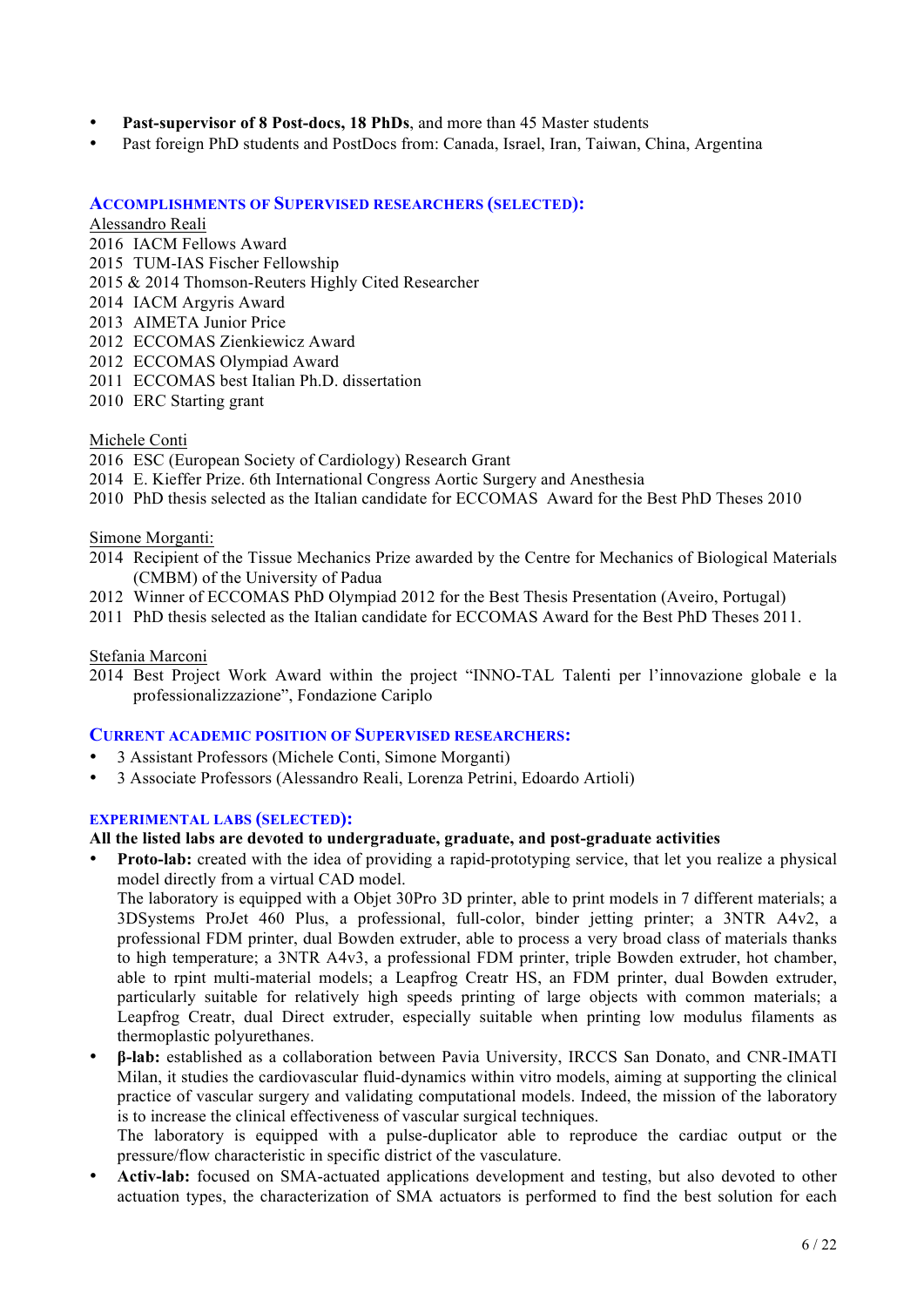- **Past-supervisor of 8 Post-docs, 18 PhDs**, and more than 45 Master students
- Past foreign PhD students and PostDocs from: Canada, Israel, Iran, Taiwan, China, Argentina

### ACCOMPLISHMENTS OF SUPERVISED RESEARCHERS (SELECTED):

Alessandro Reali

2016 IACM Fellows Award
2015 TUM-IAS Fischer Fellowship
2015 & 2014 Thomson-Reuters Highly Cited Researcher
2014 IACM Argyris Award
2013 AIMETA Junior Price
2012 ECCOMAS Zienkiewicz Award
2012 ECCOMAS Olympiad Award
2011 ECCOMAS best Italian Ph.D. dissertation
2010 ERC Starting grant

Michele Conti

2016 ESC (European Society of Cardiology) Research Grant
2014 E. Kieffer Prize. 6th International Congress Aortic Surgery and Anesthesia
2010 PhD thesis selected as the Italian candidate for ECCOMAS Award for the Best PhD Theses 2010

Simone Morganti:

2014 Recipient of the Tissue Mechanics Prize awarded by the Centre for Mechanics of Biological Materials (CMBM) of the University of Padua
2012 Winner of ECCOMAS PhD Olympiad 2012 for the Best Thesis Presentation (Aveiro, Portugal)
2011 PhD thesis selected as the Italian candidate for ECCOMAS Award for the Best PhD Theses 2011.

Stefania Marconi

2014 Best Project Work Award within the project "INNO-TAL Talenti per l'innovazione globale e la professionalizzazione", Fondazione Cariplo

### CURRENT ACADEMIC POSITION OF SUPERVISED RESEARCHERS:

- 3 Assistant Professors (Michele Conti, Simone Morganti)
- 3 Associate Professors (Alessandro Reali, Lorenza Petrini, Edoardo Artioli)

### EXPERIMENTAL LABS (SELECTED):

**All the listed labs are devoted to undergraduate, graduate, and post-graduate activities**

- **Proto-lab:** created with the idea of providing a rapid-prototyping service, that let you realize a physical model directly from a virtual CAD model.
  The laboratory is equipped with a Objet 30Pro 3D printer, able to print models in 7 different materials; a 3DSystems ProJet 460 Plus, a professional, full-color, binder jetting printer; a 3NTR A4v2, a professional FDM printer, dual Bowden extruder, able to process a very broad class of materials thanks to high temperature; a 3NTR A4v3, a professional FDM printer, triple Bowden extruder, hot chamber, able to rpint multi-material models; a Leapfrog Creatr HS, an FDM printer, dual Bowden extruder, particularly suitable for relatively high speeds printing of large objects with common materials; a Leapfrog Creatr, dual Direct extruder, especially suitable when printing low modulus filaments as thermoplastic polyurethanes.
- **β-lab:** established as a collaboration between Pavia University, IRCCS San Donato, and CNR-IMATI Milan, it studies the cardiovascular fluid-dynamics within vitro models, aiming at supporting the clinical practice of vascular surgery and validating computational models. Indeed, the mission of the laboratory is to increase the clinical effectiveness of vascular surgical techniques.
  The laboratory is equipped with a pulse-duplicator able to reproduce the cardiac output or the pressure/flow characteristic in specific district of the vasculature.
- **Activ-lab:** focused on SMA-actuated applications development and testing, but also devoted to other actuation types, the characterization of SMA actuators is performed to find the best solution for each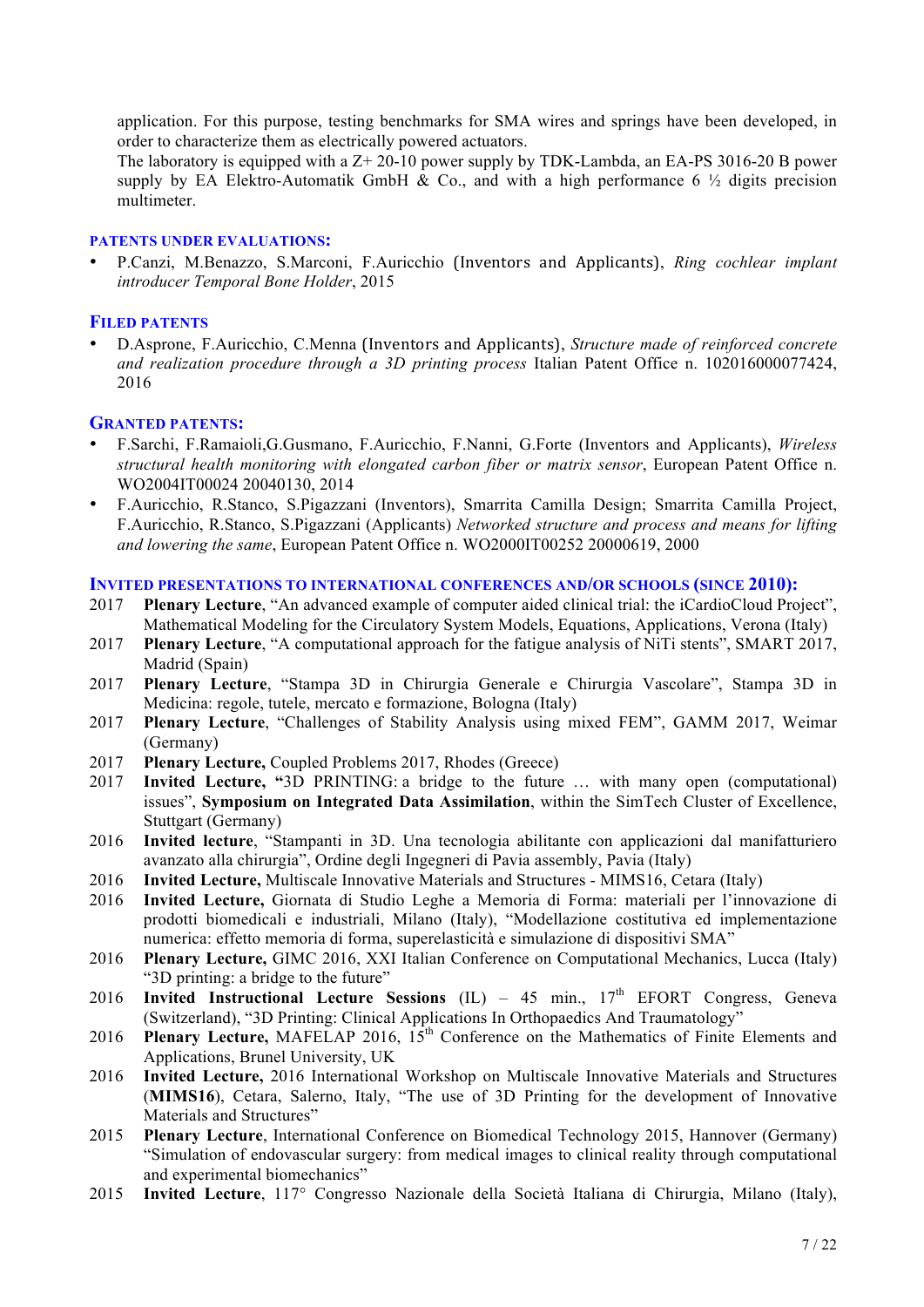application. For this purpose, testing benchmarks for SMA wires and springs have been developed, in order to characterize them as electrically powered actuators.
The laboratory is equipped with a Z+ 20-10 power supply by TDK-Lambda, an EA-PS 3016-20 B power supply by EA Elektro-Automatik GmbH & Co., and with a high performance 6 ½ digits precision multimeter.

### PATENTS UNDER EVALUATIONS:

- P.Canzi, M.Benazzo, S.Marconi, F.Auricchio (Inventors and Applicants), *Ring cochlear implant introducer Temporal Bone Holder*, 2015

### FILED PATENTS

- D.Asprone, F.Auricchio, C.Menna (Inventors and Applicants), *Structure made of reinforced concrete and realization procedure through a 3D printing process* Italian Patent Office n. 102016000077424, 2016

### GRANTED PATENTS:

- F.Sarchi, F.Ramaioli,G.Gusmano, F.Auricchio, F.Nanni, G.Forte (Inventors and Applicants), *Wireless structural health monitoring with elongated carbon fiber or matrix sensor*, European Patent Office n. WO2004IT00024 20040130, 2014
- F.Auricchio, R.Stanco, S.Pigazzani (Inventors), Smarrita Camilla Design; Smarrita Camilla Project, F.Auricchio, R.Stanco, S.Pigazzani (Applicants) *Networked structure and process and means for lifting and lowering the same*, European Patent Office n. WO2000IT00252 20000619, 2000

### INVITED PRESENTATIONS TO INTERNATIONAL CONFERENCES AND/OR SCHOOLS (SINCE 2010):

2017 **Plenary Lecture**, "An advanced example of computer aided clinical trial: the iCardioCloud Project", Mathematical Modeling for the Circulatory System Models, Equations, Applications, Verona (Italy)

2017 **Plenary Lecture**, "A computational approach for the fatigue analysis of NiTi stents", SMART 2017, Madrid (Spain)

2017 **Plenary Lecture**, "Stampa 3D in Chirurgia Generale e Chirurgia Vascolare", Stampa 3D in Medicina: regole, tutele, mercato e formazione, Bologna (Italy)

2017 **Plenary Lecture**, "Challenges of Stability Analysis using mixed FEM", GAMM 2017, Weimar (Germany)

2017 **Plenary Lecture,** Coupled Problems 2017, Rhodes (Greece)

2017 **Invited Lecture, "**3D PRINTING: a bridge to the future … with many open (computational) issues", **Symposium on Integrated Data Assimilation**, within the SimTech Cluster of Excellence, Stuttgart (Germany)

2016 **Invited lecture**, "Stampanti in 3D. Una tecnologia abilitante con applicazioni dal manifatturiero avanzato alla chirurgia", Ordine degli Ingegneri di Pavia assembly, Pavia (Italy)

2016 **Invited Lecture,** Multiscale Innovative Materials and Structures - MIMS16, Cetara (Italy)

2016 **Invited Lecture,** Giornata di Studio Leghe a Memoria di Forma: materiali per l'innovazione di prodotti biomedicali e industriali, Milano (Italy), "Modellazione costitutiva ed implementazione numerica: effetto memoria di forma, superelasticità e simulazione di dispositivi SMA"

2016 **Plenary Lecture,** GIMC 2016, XXI Italian Conference on Computational Mechanics, Lucca (Italy) "3D printing: a bridge to the future"

2016 **Invited Instructional Lecture Sessions** (IL) – 45 min., 17th EFORT Congress, Geneva (Switzerland), "3D Printing: Clinical Applications In Orthopaedics And Traumatology"

2016 **Plenary Lecture,** MAFELAP 2016, 15th Conference on the Mathematics of Finite Elements and Applications, Brunel University, UK

2016 **Invited Lecture,** 2016 International Workshop on Multiscale Innovative Materials and Structures (**MIMS16**), Cetara, Salerno, Italy, "The use of 3D Printing for the development of Innovative Materials and Structures"

2015 **Plenary Lecture**, International Conference on Biomedical Technology 2015, Hannover (Germany) "Simulation of endovascular surgery: from medical images to clinical reality through computational and experimental biomechanics"

2015 **Invited Lecture**, 117° Congresso Nazionale della Società Italiana di Chirurgia, Milano (Italy),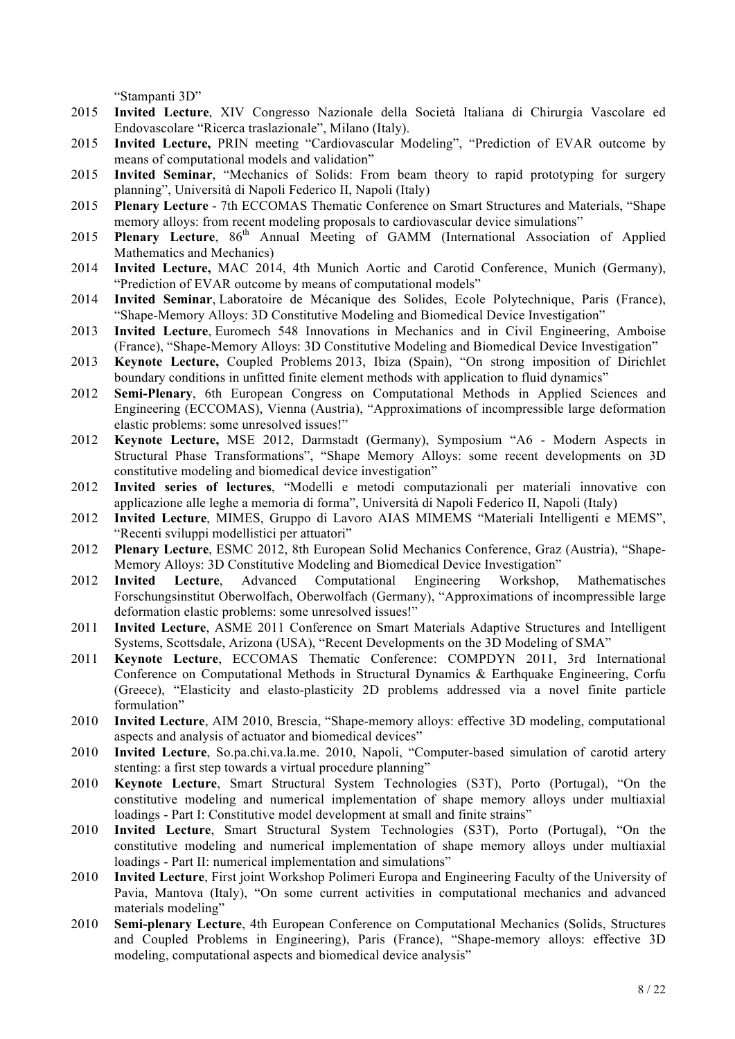"Stampanti 3D"

2015 **Invited Lecture**, XIV Congresso Nazionale della Società Italiana di Chirurgia Vascolare ed Endovascolare "Ricerca traslazionale", Milano (Italy).

2015 **Invited Lecture,** PRIN meeting "Cardiovascular Modeling", "Prediction of EVAR outcome by means of computational models and validation"

2015 **Invited Seminar**, "Mechanics of Solids: From beam theory to rapid prototyping for surgery planning", Università di Napoli Federico II, Napoli (Italy)

2015 **Plenary Lecture** - 7th ECCOMAS Thematic Conference on Smart Structures and Materials, "Shape memory alloys: from recent modeling proposals to cardiovascular device simulations"

2015 **Plenary Lecture**, 86th Annual Meeting of GAMM (International Association of Applied Mathematics and Mechanics)

2014 **Invited Lecture,** MAC 2014, 4th Munich Aortic and Carotid Conference, Munich (Germany), "Prediction of EVAR outcome by means of computational models"

2014 **Invited Seminar**, Laboratoire de Mécanique des Solides, Ecole Polytechnique, Paris (France), "Shape-Memory Alloys: 3D Constitutive Modeling and Biomedical Device Investigation"

2013 **Invited Lecture**, Euromech 548 Innovations in Mechanics and in Civil Engineering, Amboise (France), "Shape-Memory Alloys: 3D Constitutive Modeling and Biomedical Device Investigation"

2013 **Keynote Lecture,** Coupled Problems 2013, Ibiza (Spain), "On strong imposition of Dirichlet boundary conditions in unfitted finite element methods with application to fluid dynamics"

2012 **Semi-Plenary**, 6th European Congress on Computational Methods in Applied Sciences and Engineering (ECCOMAS), Vienna (Austria), "Approximations of incompressible large deformation elastic problems: some unresolved issues!"

2012 **Keynote Lecture,** MSE 2012, Darmstadt (Germany), Symposium "A6 - Modern Aspects in Structural Phase Transformations", "Shape Memory Alloys: some recent developments on 3D constitutive modeling and biomedical device investigation"

2012 **Invited series of lectures**, "Modelli e metodi computazionali per materiali innovative con applicazione alle leghe a memoria di forma", Università di Napoli Federico II, Napoli (Italy)

2012 **Invited Lecture**, MIMES, Gruppo di Lavoro AIAS MIMEMS "Materiali Intelligenti e MEMS", "Recenti sviluppi modellistici per attuatori"

2012 **Plenary Lecture**, ESMC 2012, 8th European Solid Mechanics Conference, Graz (Austria), "Shape-Memory Alloys: 3D Constitutive Modeling and Biomedical Device Investigation"

2012 **Invited Lecture**, Advanced Computational Engineering Workshop, Mathematisches Forschungsinstitut Oberwolfach, Oberwolfach (Germany), "Approximations of incompressible large deformation elastic problems: some unresolved issues!"

2011 **Invited Lecture**, ASME 2011 Conference on Smart Materials Adaptive Structures and Intelligent Systems, Scottsdale, Arizona (USA), "Recent Developments on the 3D Modeling of SMA"

2011 **Keynote Lecture**, ECCOMAS Thematic Conference: COMPDYN 2011, 3rd International Conference on Computational Methods in Structural Dynamics & Earthquake Engineering, Corfu (Greece), "Elasticity and elasto-plasticity 2D problems addressed via a novel finite particle formulation"

2010 **Invited Lecture**, AIM 2010, Brescia, "Shape-memory alloys: effective 3D modeling, computational aspects and analysis of actuator and biomedical devices"

2010 **Invited Lecture**, So.pa.chi.va.la.me. 2010, Napoli, "Computer-based simulation of carotid artery stenting: a first step towards a virtual procedure planning"

2010 **Keynote Lecture**, Smart Structural System Technologies (S3T), Porto (Portugal), "On the constitutive modeling and numerical implementation of shape memory alloys under multiaxial loadings - Part I: Constitutive model development at small and finite strains"

2010 **Invited Lecture**, Smart Structural System Technologies (S3T), Porto (Portugal), "On the constitutive modeling and numerical implementation of shape memory alloys under multiaxial loadings - Part II: numerical implementation and simulations"

2010 **Invited Lecture**, First joint Workshop Polimeri Europa and Engineering Faculty of the University of Pavia, Mantova (Italy), "On some current activities in computational mechanics and advanced materials modeling"

2010 **Semi-plenary Lecture**, 4th European Conference on Computational Mechanics (Solids, Structures and Coupled Problems in Engineering), Paris (France), "Shape-memory alloys: effective 3D modeling, computational aspects and biomedical device analysis"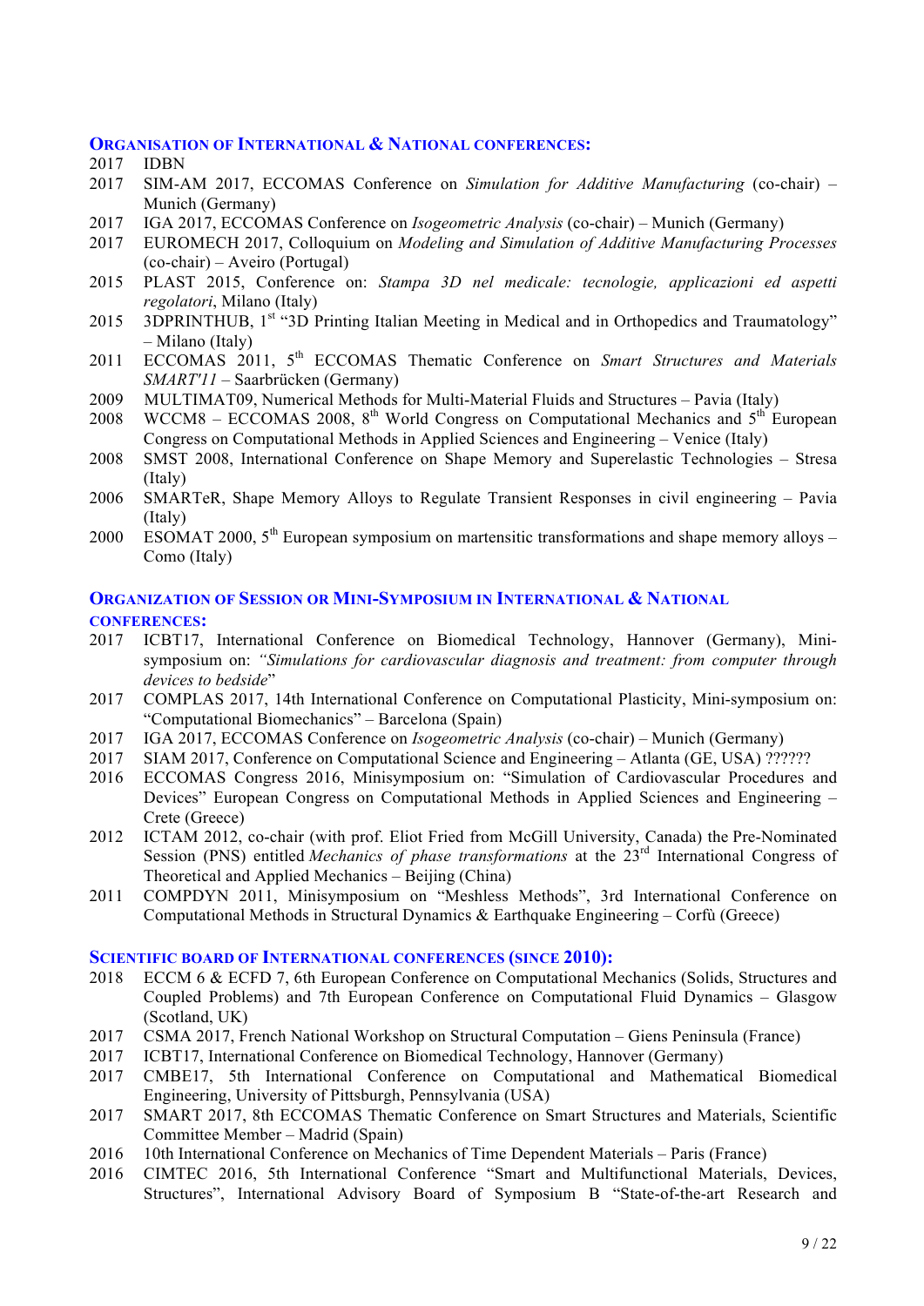### Organisation of International & National conferences:

- 2017 IDBN
- 2017 SIM-AM 2017, ECCOMAS Conference on *Simulation for Additive Manufacturing* (co-chair) – Munich (Germany)
- 2017 IGA 2017, ECCOMAS Conference on *Isogeometric Analysis* (co-chair) – Munich (Germany)
- 2017 EUROMECH 2017, Colloquium on *Modeling and Simulation of Additive Manufacturing Processes* (co-chair) – Aveiro (Portugal)
- 2015 PLAST 2015, Conference on: *Stampa 3D nel medicale: tecnologie, applicazioni ed aspetti regolatori*, Milano (Italy)
- 2015 3DPRINTHUB, 1st "3D Printing Italian Meeting in Medical and in Orthopedics and Traumatology" – Milano (Italy)
- 2011 ECCOMAS 2011, 5th ECCOMAS Thematic Conference on *Smart Structures and Materials SMART'11* – Saarbrücken (Germany)
- 2009 MULTIMAT09, Numerical Methods for Multi-Material Fluids and Structures – Pavia (Italy)
- 2008 WCCM8 – ECCOMAS 2008, 8th World Congress on Computational Mechanics and 5th European Congress on Computational Methods in Applied Sciences and Engineering – Venice (Italy)
- 2008 SMST 2008, International Conference on Shape Memory and Superelastic Technologies – Stresa (Italy)
- 2006 SMARTeR, Shape Memory Alloys to Regulate Transient Responses in civil engineering – Pavia (Italy)
- 2000 ESOMAT 2000, 5th European symposium on martensitic transformations and shape memory alloys – Como (Italy)

### Organization of Session or Mini-Symposium in International & National conferences:

- 2017 ICBT17, International Conference on Biomedical Technology, Hannover (Germany), Mini-symposium on: *"Simulations for cardiovascular diagnosis and treatment: from computer through devices to bedside*"
- 2017 COMPLAS 2017, 14th International Conference on Computational Plasticity, Mini-symposium on: "Computational Biomechanics" – Barcelona (Spain)
- 2017 IGA 2017, ECCOMAS Conference on *Isogeometric Analysis* (co-chair) – Munich (Germany)
- 2017 SIAM 2017, Conference on Computational Science and Engineering – Atlanta (GE, USA) ??????
- 2016 ECCOMAS Congress 2016, Minisymposium on: "Simulation of Cardiovascular Procedures and Devices" European Congress on Computational Methods in Applied Sciences and Engineering – Crete (Greece)
- 2012 ICTAM 2012, co-chair (with prof. Eliot Fried from McGill University, Canada) the Pre-Nominated Session (PNS) entitled *Mechanics of phase transformations* at the 23rd International Congress of Theoretical and Applied Mechanics – Beijing (China)
- 2011 COMPDYN 2011, Minisymposium on "Meshless Methods", 3rd International Conference on Computational Methods in Structural Dynamics & Earthquake Engineering – Corfù (Greece)

### Scientific board of International conferences (since 2010):

- 2018 ECCM 6 & ECFD 7, 6th European Conference on Computational Mechanics (Solids, Structures and Coupled Problems) and 7th European Conference on Computational Fluid Dynamics – Glasgow (Scotland, UK)
- 2017 CSMA 2017, French National Workshop on Structural Computation – Giens Peninsula (France)
- 2017 ICBT17, International Conference on Biomedical Technology, Hannover (Germany)
- 2017 CMBE17, 5th International Conference on Computational and Mathematical Biomedical Engineering, University of Pittsburgh, Pennsylvania (USA)
- 2017 SMART 2017, 8th ECCOMAS Thematic Conference on Smart Structures and Materials, Scientific Committee Member – Madrid (Spain)
- 2016 10th International Conference on Mechanics of Time Dependent Materials – Paris (France)
- 2016 CIMTEC 2016, 5th International Conference "Smart and Multifunctional Materials, Devices, Structures", International Advisory Board of Symposium B "State-of-the-art Research and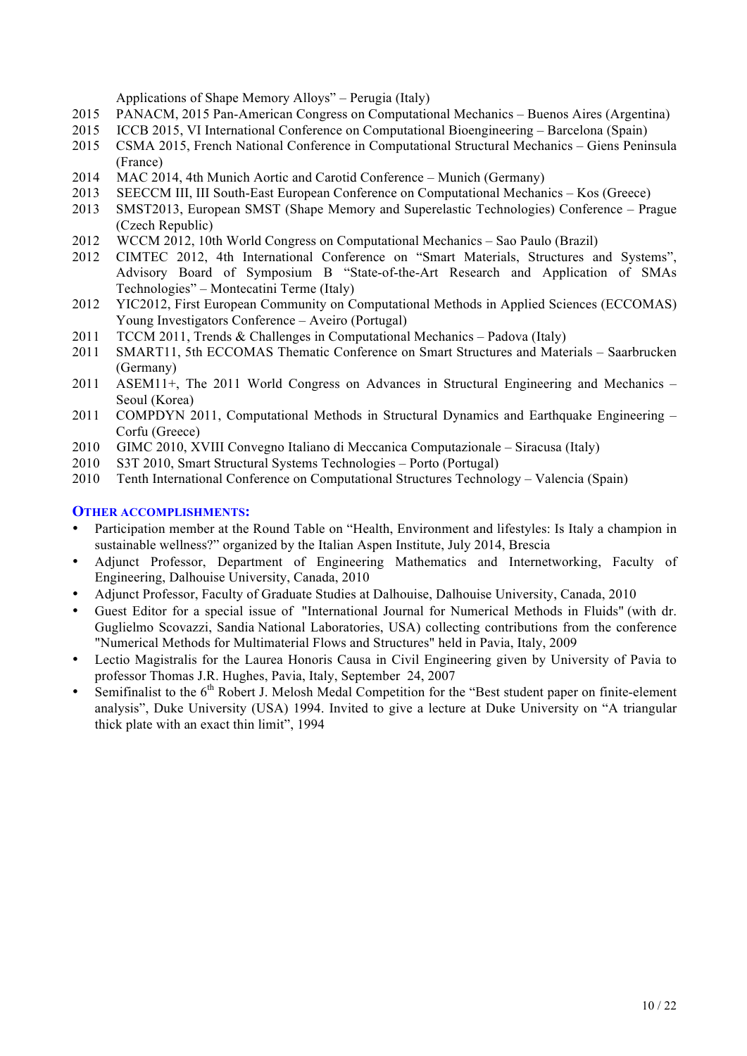Applications of Shape Memory Alloys" – Perugia (Italy)

2015 PANACM, 2015 Pan-American Congress on Computational Mechanics – Buenos Aires (Argentina)

2015 ICCB 2015, VI International Conference on Computational Bioengineering – Barcelona (Spain)

2015 CSMA 2015, French National Conference in Computational Structural Mechanics – Giens Peninsula (France)

2014 MAC 2014, 4th Munich Aortic and Carotid Conference – Munich (Germany)

2013 SEECCM III, III South-East European Conference on Computational Mechanics – Kos (Greece)

2013 SMST2013, European SMST (Shape Memory and Superelastic Technologies) Conference – Prague (Czech Republic)

2012 WCCM 2012, 10th World Congress on Computational Mechanics – Sao Paulo (Brazil)

2012 CIMTEC 2012, 4th International Conference on "Smart Materials, Structures and Systems", Advisory Board of Symposium B "State-of-the-Art Research and Application of SMAs Technologies" – Montecatini Terme (Italy)

2012 YIC2012, First European Community on Computational Methods in Applied Sciences (ECCOMAS) Young Investigators Conference – Aveiro (Portugal)

2011 TCCM 2011, Trends & Challenges in Computational Mechanics – Padova (Italy)

2011 SMART11, 5th ECCOMAS Thematic Conference on Smart Structures and Materials – Saarbrucken (Germany)

2011 ASEM11+, The 2011 World Congress on Advances in Structural Engineering and Mechanics – Seoul (Korea)

2011 COMPDYN 2011, Computational Methods in Structural Dynamics and Earthquake Engineering – Corfu (Greece)

2010 GIMC 2010, XVIII Convegno Italiano di Meccanica Computazionale – Siracusa (Italy)

2010 S3T 2010, Smart Structural Systems Technologies – Porto (Portugal)

2010 Tenth International Conference on Computational Structures Technology – Valencia (Spain)

## OTHER ACCOMPLISHMENTS:

- Participation member at the Round Table on "Health, Environment and lifestyles: Is Italy a champion in sustainable wellness?" organized by the Italian Aspen Institute, July 2014, Brescia
- Adjunct Professor, Department of Engineering Mathematics and Internetworking, Faculty of Engineering, Dalhouise University, Canada, 2010
- Adjunct Professor, Faculty of Graduate Studies at Dalhouise, Dalhouise University, Canada, 2010
- Guest Editor for a special issue of "International Journal for Numerical Methods in Fluids" (with dr. Guglielmo Scovazzi, Sandia National Laboratories, USA) collecting contributions from the conference "Numerical Methods for Multimaterial Flows and Structures" held in Pavia, Italy, 2009
- Lectio Magistralis for the Laurea Honoris Causa in Civil Engineering given by University of Pavia to professor Thomas J.R. Hughes, Pavia, Italy, September 24, 2007
- Semifinalist to the 6th Robert J. Melosh Medal Competition for the "Best student paper on finite-element analysis", Duke University (USA) 1994. Invited to give a lecture at Duke University on "A triangular thick plate with an exact thin limit", 1994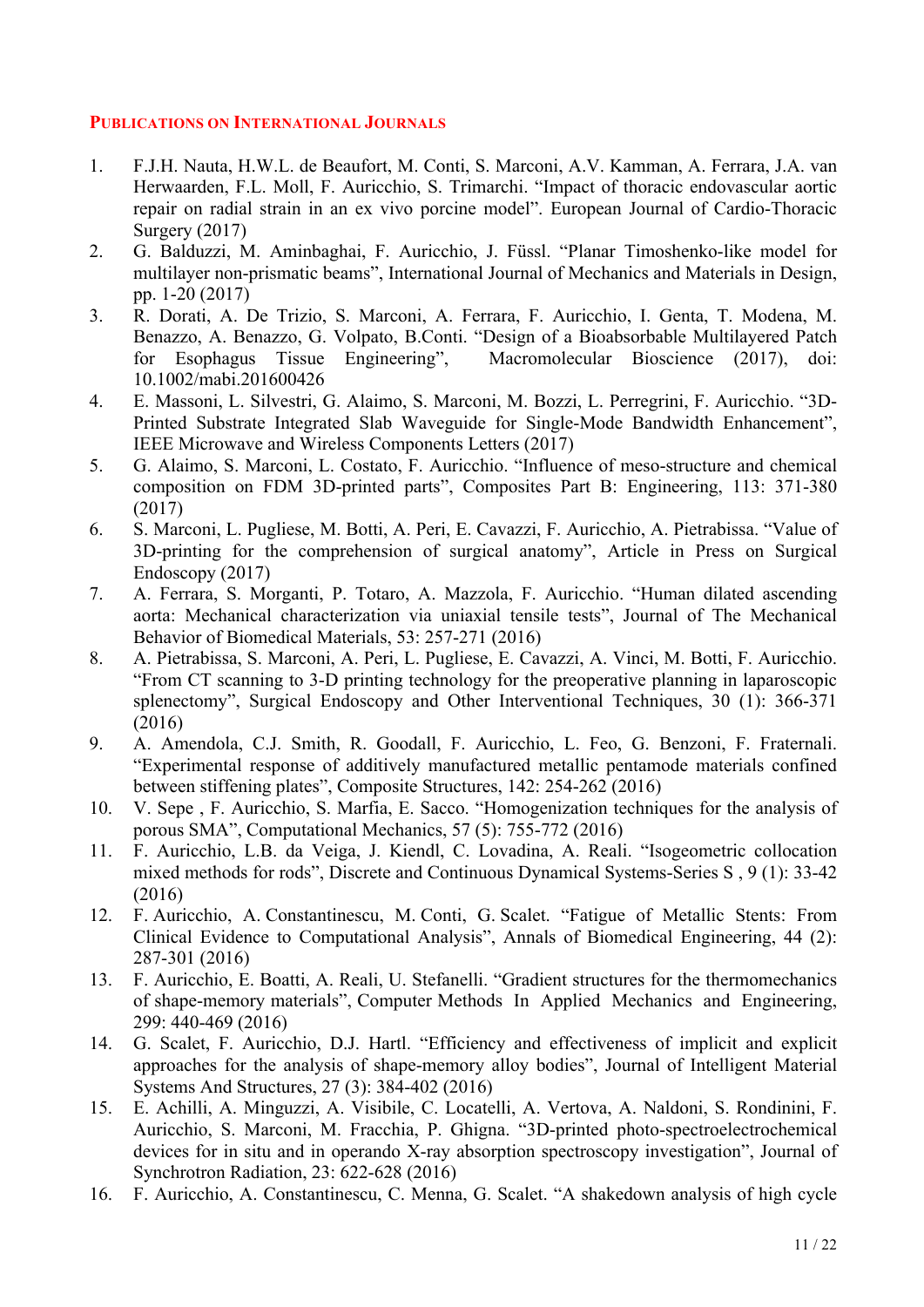## PUBLICATIONS ON INTERNATIONAL JOURNALS

1. F.J.H. Nauta, H.W.L. de Beaufort, M. Conti, S. Marconi, A.V. Kamman, A. Ferrara, J.A. van Herwaarden, F.L. Moll, F. Auricchio, S. Trimarchi. "Impact of thoracic endovascular aortic repair on radial strain in an ex vivo porcine model". European Journal of Cardio-Thoracic Surgery (2017)
2. G. Balduzzi, M. Aminbaghai, F. Auricchio, J. Füssl. "Planar Timoshenko-like model for multilayer non-prismatic beams", International Journal of Mechanics and Materials in Design, pp. 1-20 (2017)
3. R. Dorati, A. De Trizio, S. Marconi, A. Ferrara, F. Auricchio, I. Genta, T. Modena, M. Benazzo, A. Benazzo, G. Volpato, B.Conti. "Design of a Bioabsorbable Multilayered Patch for Esophagus Tissue Engineering", Macromolecular Bioscience (2017), doi: 10.1002/mabi.201600426
4. E. Massoni, L. Silvestri, G. Alaimo, S. Marconi, M. Bozzi, L. Perregrini, F. Auricchio. "3D-Printed Substrate Integrated Slab Waveguide for Single-Mode Bandwidth Enhancement", IEEE Microwave and Wireless Components Letters (2017)
5. G. Alaimo, S. Marconi, L. Costato, F. Auricchio. "Influence of meso-structure and chemical composition on FDM 3D-printed parts", Composites Part B: Engineering, 113: 371-380 (2017)
6. S. Marconi, L. Pugliese, M. Botti, A. Peri, E. Cavazzi, F. Auricchio, A. Pietrabissa. "Value of 3D-printing for the comprehension of surgical anatomy", Article in Press on Surgical Endoscopy (2017)
7. A. Ferrara, S. Morganti, P. Totaro, A. Mazzola, F. Auricchio. "Human dilated ascending aorta: Mechanical characterization via uniaxial tensile tests", Journal of The Mechanical Behavior of Biomedical Materials, 53: 257-271 (2016)
8. A. Pietrabissa, S. Marconi, A. Peri, L. Pugliese, E. Cavazzi, A. Vinci, M. Botti, F. Auricchio. "From CT scanning to 3-D printing technology for the preoperative planning in laparoscopic splenectomy", Surgical Endoscopy and Other Interventional Techniques, 30 (1): 366-371 (2016)
9. A. Amendola, C.J. Smith, R. Goodall, F. Auricchio, L. Feo, G. Benzoni, F. Fraternali. "Experimental response of additively manufactured metallic pentamode materials confined between stiffening plates", Composite Structures, 142: 254-262 (2016)
10. V. Sepe , F. Auricchio, S. Marfia, E. Sacco. "Homogenization techniques for the analysis of porous SMA", Computational Mechanics, 57 (5): 755-772 (2016)
11. F. Auricchio, L.B. da Veiga, J. Kiendl, C. Lovadina, A. Reali. "Isogeometric collocation mixed methods for rods", Discrete and Continuous Dynamical Systems-Series S , 9 (1): 33-42 (2016)
12. F. Auricchio, A. Constantinescu, M. Conti, G. Scalet. "Fatigue of Metallic Stents: From Clinical Evidence to Computational Analysis", Annals of Biomedical Engineering, 44 (2): 287-301 (2016)
13. F. Auricchio, E. Boatti, A. Reali, U. Stefanelli. "Gradient structures for the thermomechanics of shape-memory materials", Computer Methods In Applied Mechanics and Engineering, 299: 440-469 (2016)
14. G. Scalet, F. Auricchio, D.J. Hartl. "Efficiency and effectiveness of implicit and explicit approaches for the analysis of shape-memory alloy bodies", Journal of Intelligent Material Systems And Structures, 27 (3): 384-402 (2016)
15. E. Achilli, A. Minguzzi, A. Visibile, C. Locatelli, A. Vertova, A. Naldoni, S. Rondinini, F. Auricchio, S. Marconi, M. Fracchia, P. Ghigna. "3D-printed photo-spectroelectrochemical devices for in situ and in operando X-ray absorption spectroscopy investigation", Journal of Synchrotron Radiation, 23: 622-628 (2016)
16. F. Auricchio, A. Constantinescu, C. Menna, G. Scalet. "A shakedown analysis of high cycle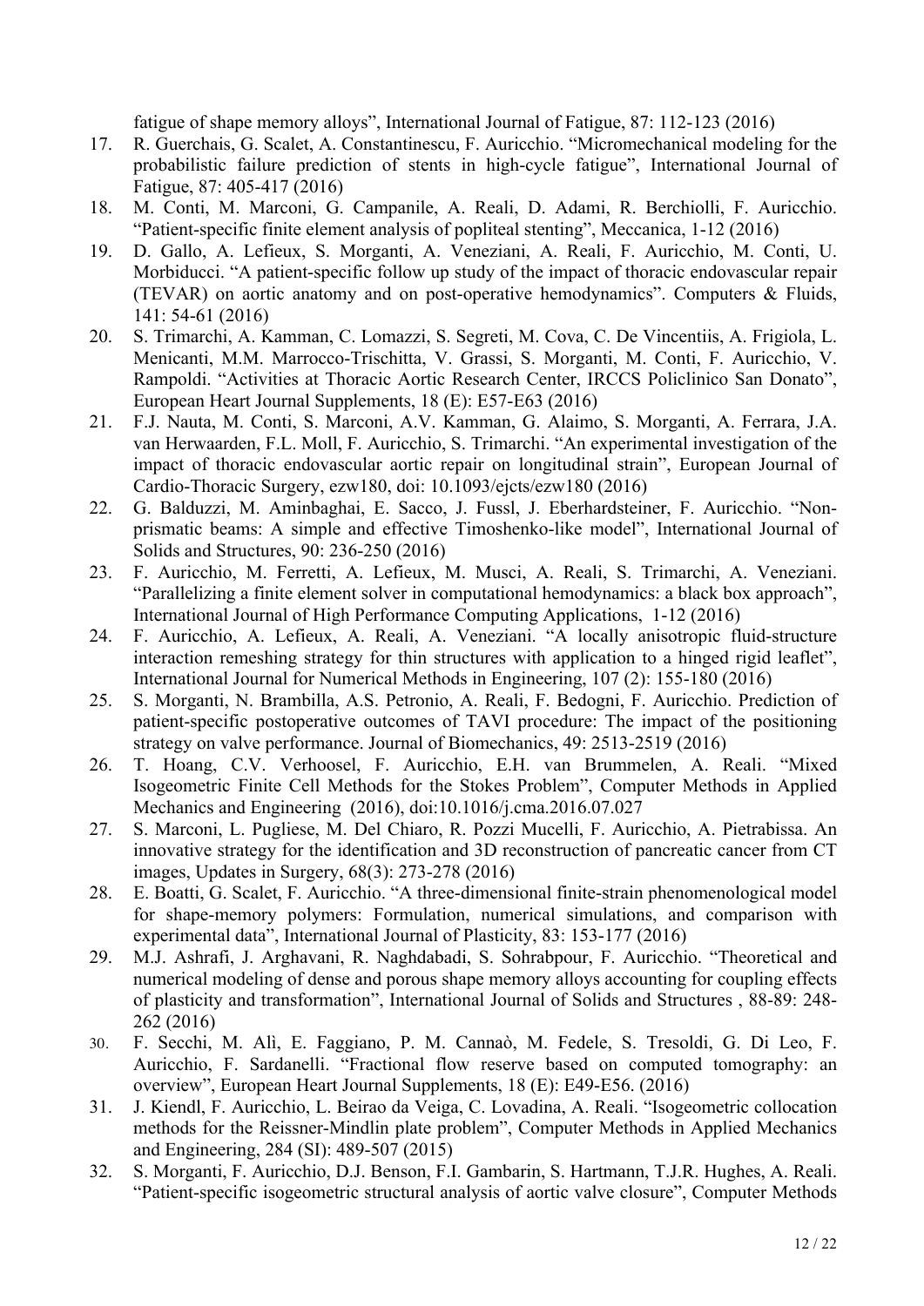fatigue of shape memory alloys", International Journal of Fatigue, 87: 112-123 (2016)

17. R. Guerchais, G. Scalet, A. Constantinescu, F. Auricchio. "Micromechanical modeling for the probabilistic failure prediction of stents in high-cycle fatigue", International Journal of Fatigue, 87: 405-417 (2016)
18. M. Conti, M. Marconi, G. Campanile, A. Reali, D. Adami, R. Berchiolli, F. Auricchio. "Patient-specific finite element analysis of popliteal stenting", Meccanica, 1-12 (2016)
19. D. Gallo, A. Lefieux, S. Morganti, A. Veneziani, A. Reali, F. Auricchio, M. Conti, U. Morbiducci. "A patient-specific follow up study of the impact of thoracic endovascular repair (TEVAR) on aortic anatomy and on post-operative hemodynamics". Computers & Fluids, 141: 54-61 (2016)
20. S. Trimarchi, A. Kamman, C. Lomazzi, S. Segreti, M. Cova, C. De Vincentiis, A. Frigiola, L. Menicanti, M.M. Marrocco-Trischitta, V. Grassi, S. Morganti, M. Conti, F. Auricchio, V. Rampoldi. "Activities at Thoracic Aortic Research Center, IRCCS Policlinico San Donato", European Heart Journal Supplements, 18 (E): E57-E63 (2016)
21. F.J. Nauta, M. Conti, S. Marconi, A.V. Kamman, G. Alaimo, S. Morganti, A. Ferrara, J.A. van Herwaarden, F.L. Moll, F. Auricchio, S. Trimarchi. "An experimental investigation of the impact of thoracic endovascular aortic repair on longitudinal strain", European Journal of Cardio-Thoracic Surgery, ezw180, doi: 10.1093/ejcts/ezw180 (2016)
22. G. Balduzzi, M. Aminbaghai, E. Sacco, J. Fussl, J. Eberhardsteiner, F. Auricchio. "Non-prismatic beams: A simple and effective Timoshenko-like model", International Journal of Solids and Structures, 90: 236-250 (2016)
23. F. Auricchio, M. Ferretti, A. Lefieux, M. Musci, A. Reali, S. Trimarchi, A. Veneziani. "Parallelizing a finite element solver in computational hemodynamics: a black box approach", International Journal of High Performance Computing Applications, 1-12 (2016)
24. F. Auricchio, A. Lefieux, A. Reali, A. Veneziani. "A locally anisotropic fluid-structure interaction remeshing strategy for thin structures with application to a hinged rigid leaflet", International Journal for Numerical Methods in Engineering, 107 (2): 155-180 (2016)
25. S. Morganti, N. Brambilla, A.S. Petronio, A. Reali, F. Bedogni, F. Auricchio. Prediction of patient-specific postoperative outcomes of TAVI procedure: The impact of the positioning strategy on valve performance. Journal of Biomechanics, 49: 2513-2519 (2016)
26. T. Hoang, C.V. Verhoosel, F. Auricchio, E.H. van Brummelen, A. Reali. "Mixed Isogeometric Finite Cell Methods for the Stokes Problem", Computer Methods in Applied Mechanics and Engineering (2016), doi:10.1016/j.cma.2016.07.027
27. S. Marconi, L. Pugliese, M. Del Chiaro, R. Pozzi Mucelli, F. Auricchio, A. Pietrabissa. An innovative strategy for the identification and 3D reconstruction of pancreatic cancer from CT images, Updates in Surgery, 68(3): 273-278 (2016)
28. E. Boatti, G. Scalet, F. Auricchio. "A three-dimensional finite-strain phenomenological model for shape-memory polymers: Formulation, numerical simulations, and comparison with experimental data", International Journal of Plasticity, 83: 153-177 (2016)
29. M.J. Ashrafi, J. Arghavani, R. Naghdabadi, S. Sohrabpour, F. Auricchio. "Theoretical and numerical modeling of dense and porous shape memory alloys accounting for coupling effects of plasticity and transformation", International Journal of Solids and Structures , 88-89: 248-262 (2016)
30. F. Secchi, M. Alì, E. Faggiano, P. M. Cannaò, M. Fedele, S. Tresoldi, G. Di Leo, F. Auricchio, F. Sardanelli. "Fractional flow reserve based on computed tomography: an overview", European Heart Journal Supplements, 18 (E): E49-E56. (2016)
31. J. Kiendl, F. Auricchio, L. Beirao da Veiga, C. Lovadina, A. Reali. "Isogeometric collocation methods for the Reissner-Mindlin plate problem", Computer Methods in Applied Mechanics and Engineering, 284 (SI): 489-507 (2015)
32. S. Morganti, F. Auricchio, D.J. Benson, F.I. Gambarin, S. Hartmann, T.J.R. Hughes, A. Reali. "Patient-specific isogeometric structural analysis of aortic valve closure", Computer Methods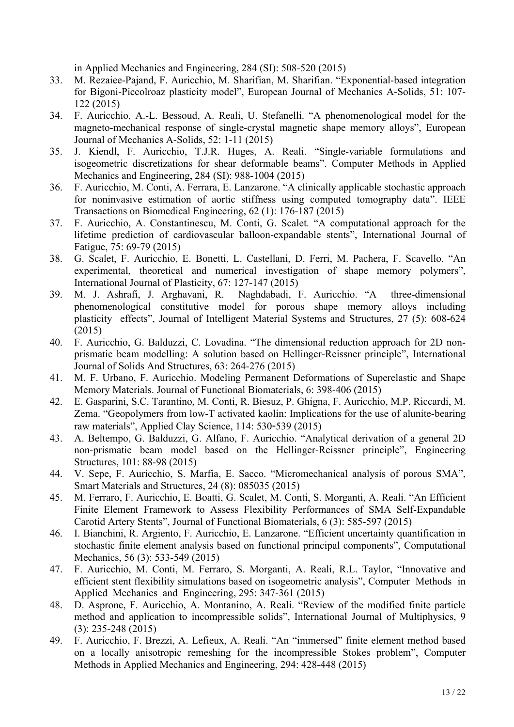in Applied Mechanics and Engineering, 284 (SI): 508-520 (2015)

33. M. Rezaiee-Pajand, F. Auricchio, M. Sharifian, M. Sharifian. "Exponential-based integration for Bigoni-Piccolroaz plasticity model", European Journal of Mechanics A-Solids, 51: 107-122 (2015)
34. F. Auricchio, A.-L. Bessoud, A. Reali, U. Stefanelli. "A phenomenological model for the magneto-mechanical response of single-crystal magnetic shape memory alloys", European Journal of Mechanics A-Solids, 52: 1-11 (2015)
35. J. Kiendl, F. Auricchio, T.J.R. Huges, A. Reali. "Single-variable formulations and isogeometric discretizations for shear deformable beams". Computer Methods in Applied Mechanics and Engineering, 284 (SI): 988-1004 (2015)
36. F. Auricchio, M. Conti, A. Ferrara, E. Lanzarone. "A clinically applicable stochastic approach for noninvasive estimation of aortic stiffness using computed tomography data". IEEE Transactions on Biomedical Engineering, 62 (1): 176-187 (2015)
37. F. Auricchio, A. Constantinescu, M. Conti, G. Scalet. "A computational approach for the lifetime prediction of cardiovascular balloon-expandable stents", International Journal of Fatigue, 75: 69-79 (2015)
38. G. Scalet, F. Auricchio, E. Bonetti, L. Castellani, D. Ferri, M. Pachera, F. Scavello. "An experimental, theoretical and numerical investigation of shape memory polymers", International Journal of Plasticity, 67: 127-147 (2015)
39. M. J. Ashrafi, J. Arghavani, R. Naghdabadi, F. Auricchio. "A three-dimensional phenomenological constitutive model for porous shape memory alloys including plasticity effects", Journal of Intelligent Material Systems and Structures, 27 (5): 608-624 (2015)
40. F. Auricchio, G. Balduzzi, C. Lovadina. "The dimensional reduction approach for 2D non-prismatic beam modelling: A solution based on Hellinger-Reissner principle", International Journal of Solids And Structures, 63: 264-276 (2015)
41. M. F. Urbano, F. Auricchio. Modeling Permanent Deformations of Superelastic and Shape Memory Materials. Journal of Functional Biomaterials, 6: 398-406 (2015)
42. E. Gasparini, S.C. Tarantino, M. Conti, R. Biesuz, P. Ghigna, F. Auricchio, M.P. Riccardi, M. Zema. "Geopolymers from low-T activated kaolin: Implications for the use of alunite-bearing raw materials", Applied Clay Science, 114: 530-539 (2015)
43. A. Beltempo, G. Balduzzi, G. Alfano, F. Auricchio. "Analytical derivation of a general 2D non-prismatic beam model based on the Hellinger-Reissner principle", Engineering Structures, 101: 88-98 (2015)
44. V. Sepe, F. Auricchio, S. Marfia, E. Sacco. "Micromechanical analysis of porous SMA", Smart Materials and Structures, 24 (8): 085035 (2015)
45. M. Ferraro, F. Auricchio, E. Boatti, G. Scalet, M. Conti, S. Morganti, A. Reali. "An Efficient Finite Element Framework to Assess Flexibility Performances of SMA Self-Expandable Carotid Artery Stents", Journal of Functional Biomaterials, 6 (3): 585-597 (2015)
46. I. Bianchini, R. Argiento, F. Auricchio, E. Lanzarone. "Efficient uncertainty quantification in stochastic finite element analysis based on functional principal components", Computational Mechanics, 56 (3): 533-549 (2015)
47. F. Auricchio, M. Conti, M. Ferraro, S. Morganti, A. Reali, R.L. Taylor, "Innovative and efficient stent flexibility simulations based on isogeometric analysis", Computer Methods in Applied Mechanics and Engineering, 295: 347-361 (2015)
48. D. Asprone, F. Auricchio, A. Montanino, A. Reali. "Review of the modified finite particle method and application to incompressible solids", International Journal of Multiphysics, 9 (3): 235-248 (2015)
49. F. Auricchio, F. Brezzi, A. Lefieux, A. Reali. "An "immersed" finite element method based on a locally anisotropic remeshing for the incompressible Stokes problem", Computer Methods in Applied Mechanics and Engineering, 294: 428-448 (2015)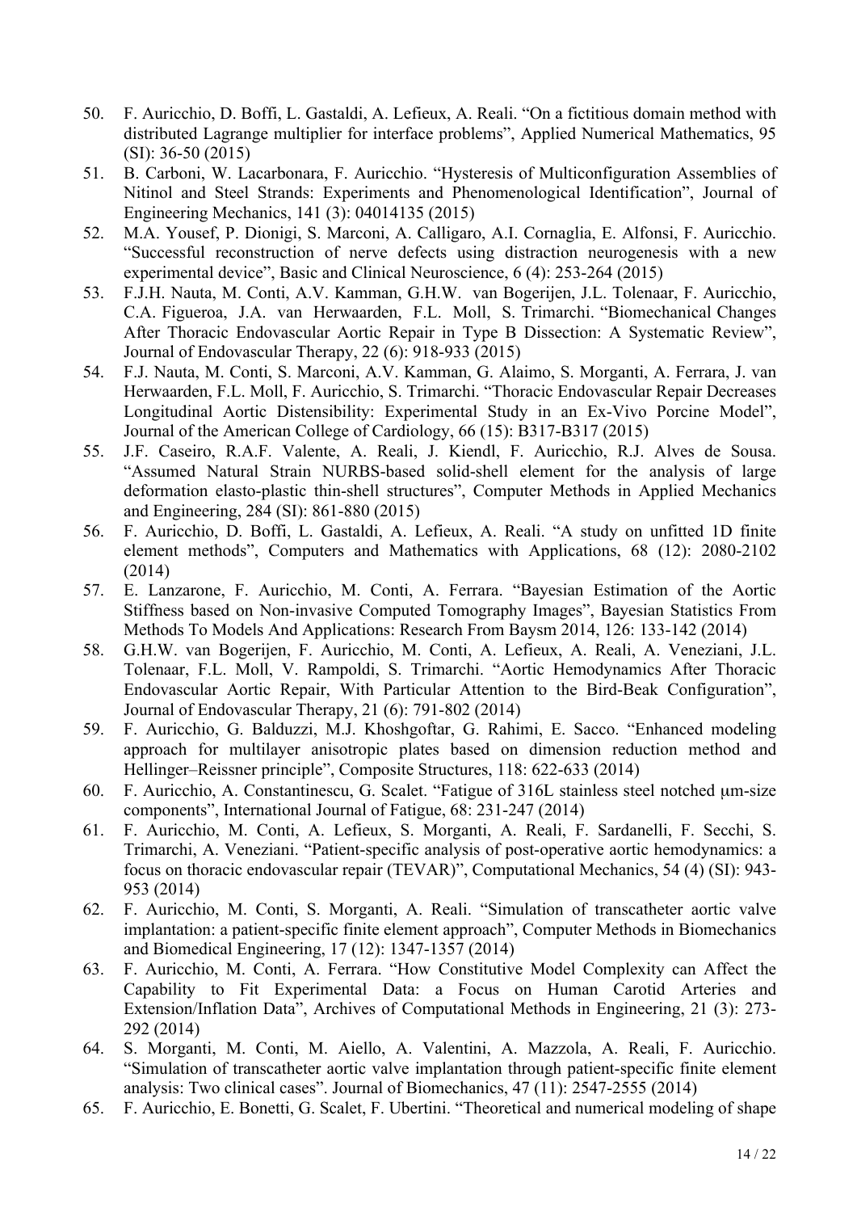50. F. Auricchio, D. Boffi, L. Gastaldi, A. Lefieux, A. Reali. “On a fictitious domain method with distributed Lagrange multiplier for interface problems”, Applied Numerical Mathematics, 95 (SI): 36-50 (2015)
51. B. Carboni, W. Lacarbonara, F. Auricchio. “Hysteresis of Multiconfiguration Assemblies of Nitinol and Steel Strands: Experiments and Phenomenological Identification”, Journal of Engineering Mechanics, 141 (3): 04014135 (2015)
52. M.A. Yousef, P. Dionigi, S. Marconi, A. Calligaro, A.I. Cornaglia, E. Alfonsi, F. Auricchio. “Successful reconstruction of nerve defects using distraction neurogenesis with a new experimental device”, Basic and Clinical Neuroscience, 6 (4): 253-264 (2015)
53. F.J.H. Nauta, M. Conti, A.V. Kamman, G.H.W. van Bogerijen, J.L. Tolenaar, F. Auricchio, C.A. Figueroa, J.A. van Herwaarden, F.L. Moll, S. Trimarchi. “Biomechanical Changes After Thoracic Endovascular Aortic Repair in Type B Dissection: A Systematic Review”, Journal of Endovascular Therapy, 22 (6): 918-933 (2015)
54. F.J. Nauta, M. Conti, S. Marconi, A.V. Kamman, G. Alaimo, S. Morganti, A. Ferrara, J. van Herwaarden, F.L. Moll, F. Auricchio, S. Trimarchi. “Thoracic Endovascular Repair Decreases Longitudinal Aortic Distensibility: Experimental Study in an Ex-Vivo Porcine Model”, Journal of the American College of Cardiology, 66 (15): B317-B317 (2015)
55. J.F. Caseiro, R.A.F. Valente, A. Reali, J. Kiendl, F. Auricchio, R.J. Alves de Sousa. “Assumed Natural Strain NURBS-based solid-shell element for the analysis of large deformation elasto-plastic thin-shell structures”, Computer Methods in Applied Mechanics and Engineering, 284 (SI): 861-880 (2015)
56. F. Auricchio, D. Boffi, L. Gastaldi, A. Lefieux, A. Reali. “A study on unfitted 1D finite element methods”, Computers and Mathematics with Applications, 68 (12): 2080-2102 (2014)
57. E. Lanzarone, F. Auricchio, M. Conti, A. Ferrara. “Bayesian Estimation of the Aortic Stiffness based on Non-invasive Computed Tomography Images”, Bayesian Statistics From Methods To Models And Applications: Research From Baysm 2014, 126: 133-142 (2014)
58. G.H.W. van Bogerijen, F. Auricchio, M. Conti, A. Lefieux, A. Reali, A. Veneziani, J.L. Tolenaar, F.L. Moll, V. Rampoldi, S. Trimarchi. “Aortic Hemodynamics After Thoracic Endovascular Aortic Repair, With Particular Attention to the Bird-Beak Configuration”, Journal of Endovascular Therapy, 21 (6): 791-802 (2014)
59. F. Auricchio, G. Balduzzi, M.J. Khoshgoftar, G. Rahimi, E. Sacco. “Enhanced modeling approach for multilayer anisotropic plates based on dimension reduction method and Hellinger–Reissner principle”, Composite Structures, 118: 622-633 (2014)
60. F. Auricchio, A. Constantinescu, G. Scalet. “Fatigue of 316L stainless steel notched μm-size components”, International Journal of Fatigue, 68: 231-247 (2014)
61. F. Auricchio, M. Conti, A. Lefieux, S. Morganti, A. Reali, F. Sardanelli, F. Secchi, S. Trimarchi, A. Veneziani. “Patient-specific analysis of post-operative aortic hemodynamics: a focus on thoracic endovascular repair (TEVAR)”, Computational Mechanics, 54 (4) (SI): 943-953 (2014)
62. F. Auricchio, M. Conti, S. Morganti, A. Reali. “Simulation of transcatheter aortic valve implantation: a patient-specific finite element approach”, Computer Methods in Biomechanics and Biomedical Engineering, 17 (12): 1347-1357 (2014)
63. F. Auricchio, M. Conti, A. Ferrara. “How Constitutive Model Complexity can Affect the Capability to Fit Experimental Data: a Focus on Human Carotid Arteries and Extension/Inflation Data”, Archives of Computational Methods in Engineering, 21 (3): 273-292 (2014)
64. S. Morganti, M. Conti, M. Aiello, A. Valentini, A. Mazzola, A. Reali, F. Auricchio. “Simulation of transcatheter aortic valve implantation through patient-specific finite element analysis: Two clinical cases”. Journal of Biomechanics, 47 (11): 2547-2555 (2014)
65. F. Auricchio, E. Bonetti, G. Scalet, F. Ubertini. “Theoretical and numerical modeling of shape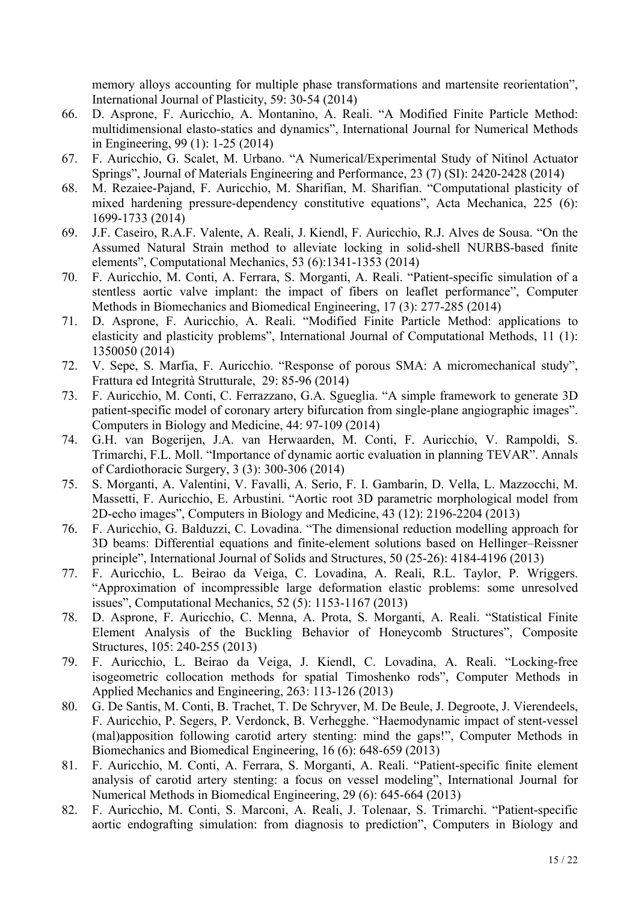memory alloys accounting for multiple phase transformations and martensite reorientation", International Journal of Plasticity, 59: 30-54 (2014)

66. D. Asprone, F. Auricchio, A. Montanino, A. Reali. "A Modified Finite Particle Method: multidimensional elasto-statics and dynamics", International Journal for Numerical Methods in Engineering, 99 (1): 1-25 (2014)
67. F. Auricchio, G. Scalet, M. Urbano. "A Numerical/Experimental Study of Nitinol Actuator Springs", Journal of Materials Engineering and Performance, 23 (7) (SI): 2420-2428 (2014)
68. M. Rezaiee-Pajand, F. Auricchio, M. Sharifian, M. Sharifian. "Computational plasticity of mixed hardening pressure-dependency constitutive equations", Acta Mechanica, 225 (6): 1699-1733 (2014)
69. J.F. Caseiro, R.A.F. Valente, A. Reali, J. Kiendl, F. Auricchio, R.J. Alves de Sousa. "On the Assumed Natural Strain method to alleviate locking in solid-shell NURBS-based finite elements", Computational Mechanics, 53 (6):1341-1353 (2014)
70. F. Auricchio, M. Conti, A. Ferrara, S. Morganti, A. Reali. "Patient-specific simulation of a stentless aortic valve implant: the impact of fibers on leaflet performance", Computer Methods in Biomechanics and Biomedical Engineering, 17 (3): 277-285 (2014)
71. D. Asprone, F. Auricchio, A. Reali. "Modified Finite Particle Method: applications to elasticity and plasticity problems", International Journal of Computational Methods, 11 (1): 1350050 (2014)
72. V. Sepe, S. Marfia, F. Auricchio. "Response of porous SMA: A micromechanical study", Frattura ed Integrità Strutturale, 29: 85-96 (2014)
73. F. Auricchio, M. Conti, C. Ferrazzano, G.A. Sgueglia. "A simple framework to generate 3D patient-specific model of coronary artery bifurcation from single-plane angiographic images". Computers in Biology and Medicine, 44: 97-109 (2014)
74. G.H. van Bogerijen, J.A. van Herwaarden, M. Conti, F. Auricchio, V. Rampoldi, S. Trimarchi, F.L. Moll. "Importance of dynamic aortic evaluation in planning TEVAR". Annals of Cardiothoracic Surgery, 3 (3): 300-306 (2014)
75. S. Morganti, A. Valentini, V. Favalli, A. Serio, F. I. Gambarin, D. Vella, L. Mazzocchi, M. Massetti, F. Auricchio, E. Arbustini. "Aortic root 3D parametric morphological model from 2D-echo images", Computers in Biology and Medicine, 43 (12): 2196-2204 (2013)
76. F. Auricchio, G. Balduzzi, C. Lovadina. "The dimensional reduction modelling approach for 3D beams: Differential equations and finite-element solutions based on Hellinger–Reissner principle", International Journal of Solids and Structures, 50 (25-26): 4184-4196 (2013)
77. F. Auricchio, L. Beirao da Veiga, C. Lovadina, A. Reali, R.L. Taylor, P. Wriggers. "Approximation of incompressible large deformation elastic problems: some unresolved issues", Computational Mechanics, 52 (5): 1153-1167 (2013)
78. D. Asprone, F. Auricchio, C. Menna, A. Prota, S. Morganti, A. Reali. "Statistical Finite Element Analysis of the Buckling Behavior of Honeycomb Structures", Composite Structures, 105: 240-255 (2013)
79. F. Auricchio, L. Beirao da Veiga, J. Kiendl, C. Lovadina, A. Reali. "Locking-free isogeometric collocation methods for spatial Timoshenko rods", Computer Methods in Applied Mechanics and Engineering, 263: 113-126 (2013)
80. G. De Santis, M. Conti, B. Trachet, T. De Schryver, M. De Beule, J. Degroote, J. Vierendeels, F. Auricchio, P. Segers, P. Verdonck, B. Verhegghe. "Haemodynamic impact of stent-vessel (mal)apposition following carotid artery stenting: mind the gaps!", Computer Methods in Biomechanics and Biomedical Engineering, 16 (6): 648-659 (2013)
81. F. Auricchio, M. Conti, A. Ferrara, S. Morganti, A. Reali. "Patient-specific finite element analysis of carotid artery stenting: a focus on vessel modeling", International Journal for Numerical Methods in Biomedical Engineering, 29 (6): 645-664 (2013)
82. F. Auricchio, M. Conti, S. Marconi, A. Reali, J. Tolenaar, S. Trimarchi. "Patient-specific aortic endografting simulation: from diagnosis to prediction", Computers in Biology and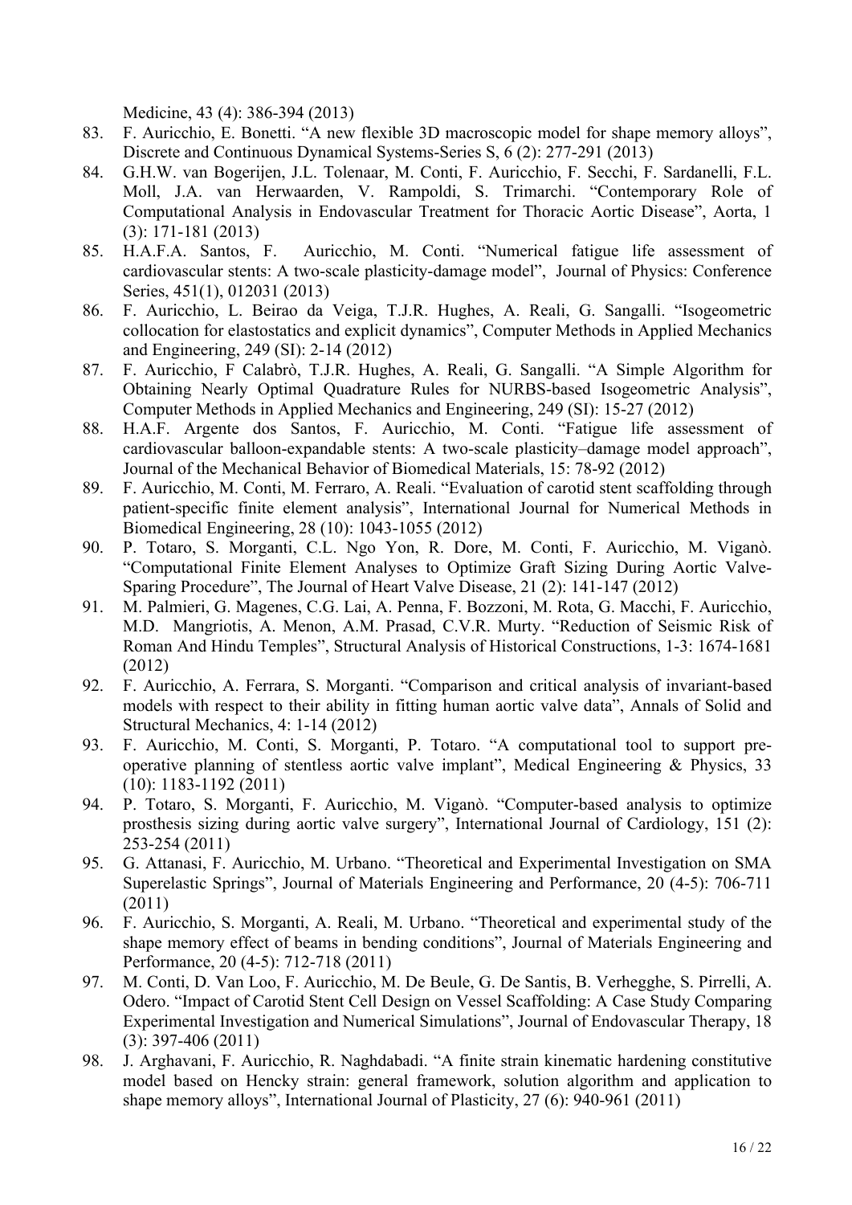Medicine, 43 (4): 386-394 (2013)

83. F. Auricchio, E. Bonetti. “A new flexible 3D macroscopic model for shape memory alloys”, Discrete and Continuous Dynamical Systems-Series S, 6 (2): 277-291 (2013)
84. G.H.W. van Bogerijen, J.L. Tolenaar, M. Conti, F. Auricchio, F. Secchi, F. Sardanelli, F.L. Moll, J.A. van Herwaarden, V. Rampoldi, S. Trimarchi. “Contemporary Role of Computational Analysis in Endovascular Treatment for Thoracic Aortic Disease”, Aorta, 1 (3): 171-181 (2013)
85. H.A.F.A. Santos, F. Auricchio, M. Conti. “Numerical fatigue life assessment of cardiovascular stents: A two-scale plasticity-damage model”, Journal of Physics: Conference Series, 451(1), 012031 (2013)
86. F. Auricchio, L. Beirao da Veiga, T.J.R. Hughes, A. Reali, G. Sangalli. “Isogeometric collocation for elastostatics and explicit dynamics”, Computer Methods in Applied Mechanics and Engineering, 249 (SI): 2-14 (2012)
87. F. Auricchio, F Calabrò, T.J.R. Hughes, A. Reali, G. Sangalli. “A Simple Algorithm for Obtaining Nearly Optimal Quadrature Rules for NURBS-based Isogeometric Analysis”, Computer Methods in Applied Mechanics and Engineering, 249 (SI): 15-27 (2012)
88. H.A.F. Argente dos Santos, F. Auricchio, M. Conti. “Fatigue life assessment of cardiovascular balloon-expandable stents: A two-scale plasticity–damage model approach”, Journal of the Mechanical Behavior of Biomedical Materials, 15: 78-92 (2012)
89. F. Auricchio, M. Conti, M. Ferraro, A. Reali. “Evaluation of carotid stent scaffolding through patient-specific finite element analysis”, International Journal for Numerical Methods in Biomedical Engineering, 28 (10): 1043-1055 (2012)
90. P. Totaro, S. Morganti, C.L. Ngo Yon, R. Dore, M. Conti, F. Auricchio, M. Viganò. “Computational Finite Element Analyses to Optimize Graft Sizing During Aortic Valve-Sparing Procedure”, The Journal of Heart Valve Disease, 21 (2): 141-147 (2012)
91. M. Palmieri, G. Magenes, C.G. Lai, A. Penna, F. Bozzoni, M. Rota, G. Macchi, F. Auricchio, M.D. Mangriotis, A. Menon, A.M. Prasad, C.V.R. Murty. “Reduction of Seismic Risk of Roman And Hindu Temples”, Structural Analysis of Historical Constructions, 1-3: 1674-1681 (2012)
92. F. Auricchio, A. Ferrara, S. Morganti. “Comparison and critical analysis of invariant-based models with respect to their ability in fitting human aortic valve data”, Annals of Solid and Structural Mechanics, 4: 1-14 (2012)
93. F. Auricchio, M. Conti, S. Morganti, P. Totaro. “A computational tool to support pre-operative planning of stentless aortic valve implant”, Medical Engineering & Physics, 33 (10): 1183-1192 (2011)
94. P. Totaro, S. Morganti, F. Auricchio, M. Viganò. “Computer-based analysis to optimize prosthesis sizing during aortic valve surgery”, International Journal of Cardiology, 151 (2): 253-254 (2011)
95. G. Attanasi, F. Auricchio, M. Urbano. “Theoretical and Experimental Investigation on SMA Superelastic Springs”, Journal of Materials Engineering and Performance, 20 (4-5): 706-711 (2011)
96. F. Auricchio, S. Morganti, A. Reali, M. Urbano. “Theoretical and experimental study of the shape memory effect of beams in bending conditions”, Journal of Materials Engineering and Performance, 20 (4-5): 712-718 (2011)
97. M. Conti, D. Van Loo, F. Auricchio, M. De Beule, G. De Santis, B. Verhegghe, S. Pirrelli, A. Odero. “Impact of Carotid Stent Cell Design on Vessel Scaffolding: A Case Study Comparing Experimental Investigation and Numerical Simulations”, Journal of Endovascular Therapy, 18 (3): 397-406 (2011)
98. J. Arghavani, F. Auricchio, R. Naghdabadi. “A finite strain kinematic hardening constitutive model based on Hencky strain: general framework, solution algorithm and application to shape memory alloys”, International Journal of Plasticity, 27 (6): 940-961 (2011)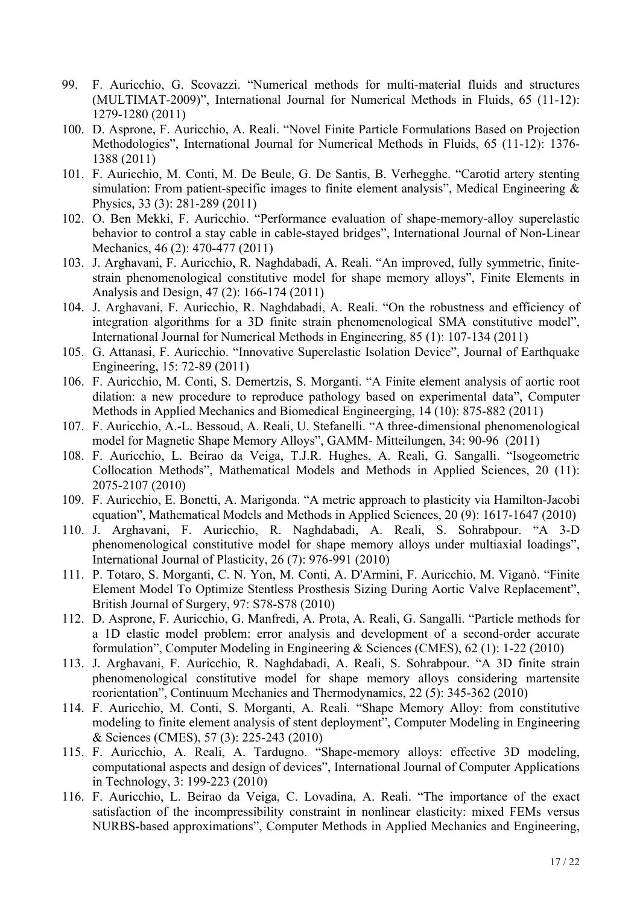99. F. Auricchio, G. Scovazzi. "Numerical methods for multi-material fluids and structures (MULTIMAT-2009)", International Journal for Numerical Methods in Fluids, 65 (11-12): 1279-1280 (2011)
100. D. Asprone, F. Auricchio, A. Reali. "Novel Finite Particle Formulations Based on Projection Methodologies", International Journal for Numerical Methods in Fluids, 65 (11-12): 1376-1388 (2011)
101. F. Auricchio, M. Conti, M. De Beule, G. De Santis, B. Verhegghe. "Carotid artery stenting simulation: From patient-specific images to finite element analysis", Medical Engineering & Physics, 33 (3): 281-289 (2011)
102. O. Ben Mekki, F. Auricchio. "Performance evaluation of shape-memory-alloy superelastic behavior to control a stay cable in cable-stayed bridges", International Journal of Non-Linear Mechanics, 46 (2): 470-477 (2011)
103. J. Arghavani, F. Auricchio, R. Naghdabadi, A. Reali. "An improved, fully symmetric, finite-strain phenomenological constitutive model for shape memory alloys", Finite Elements in Analysis and Design, 47 (2): 166-174 (2011)
104. J. Arghavani, F. Auricchio, R. Naghdabadi, A. Reali. "On the robustness and efficiency of integration algorithms for a 3D finite strain phenomenological SMA constitutive model", International Journal for Numerical Methods in Engineering, 85 (1): 107-134 (2011)
105. G. Attanasi, F. Auricchio. "Innovative Superelastic Isolation Device", Journal of Earthquake Engineering, 15: 72-89 (2011)
106. F. Auricchio, M. Conti, S. Demertzis, S. Morganti. "A Finite element analysis of aortic root dilation: a new procedure to reproduce pathology based on experimental data", Computer Methods in Applied Mechanics and Biomedical Engineerging, 14 (10): 875-882 (2011)
107. F. Auricchio, A.-L. Bessoud, A. Reali, U. Stefanelli. "A three-dimensional phenomenological model for Magnetic Shape Memory Alloys", GAMM- Mitteilungen, 34: 90-96 (2011)
108. F. Auricchio, L. Beirao da Veiga, T.J.R. Hughes, A. Reali, G. Sangalli. "Isogeometric Collocation Methods", Mathematical Models and Methods in Applied Sciences, 20 (11): 2075-2107 (2010)
109. F. Auricchio, E. Bonetti, A. Marigonda. "A metric approach to plasticity via Hamilton-Jacobi equation", Mathematical Models and Methods in Applied Sciences, 20 (9): 1617-1647 (2010)
110. J. Arghavani, F. Auricchio, R. Naghdabadi, A. Reali, S. Sohrabpour. "A 3-D phenomenological constitutive model for shape memory alloys under multiaxial loadings", International Journal of Plasticity, 26 (7): 976-991 (2010)
111. P. Totaro, S. Morganti, C. N. Yon, M. Conti, A. D'Armini, F. Auricchio, M. Viganò. "Finite Element Model To Optimize Stentless Prosthesis Sizing During Aortic Valve Replacement", British Journal of Surgery, 97: S78-S78 (2010)
112. D. Asprone, F. Auricchio, G. Manfredi, A. Prota, A. Reali, G. Sangalli. "Particle methods for a 1D elastic model problem: error analysis and development of a second-order accurate formulation", Computer Modeling in Engineering & Sciences (CMES), 62 (1): 1-22 (2010)
113. J. Arghavani, F. Auricchio, R. Naghdabadi, A. Reali, S. Sohrabpour. "A 3D finite strain phenomenological constitutive model for shape memory alloys considering martensite reorientation", Continuum Mechanics and Thermodynamics, 22 (5): 345-362 (2010)
114. F. Auricchio, M. Conti, S. Morganti, A. Reali. "Shape Memory Alloy: from constitutive modeling to finite element analysis of stent deployment", Computer Modeling in Engineering & Sciences (CMES), 57 (3): 225-243 (2010)
115. F. Auricchio, A. Reali, A. Tardugno. "Shape-memory alloys: effective 3D modeling, computational aspects and design of devices", International Journal of Computer Applications in Technology, 3: 199-223 (2010)
116. F. Auricchio, L. Beirao da Veiga, C. Lovadina, A. Reali. "The importance of the exact satisfaction of the incompressibility constraint in nonlinear elasticity: mixed FEMs versus NURBS-based approximations", Computer Methods in Applied Mechanics and Engineering,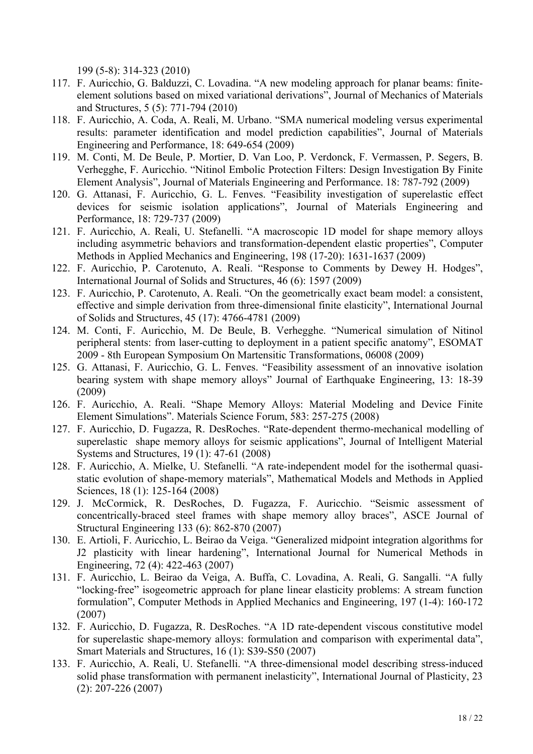199 (5-8): 314-323 (2010)

117. F. Auricchio, G. Balduzzi, C. Lovadina. “A new modeling approach for planar beams: finite-element solutions based on mixed variational derivations”, Journal of Mechanics of Materials and Structures, 5 (5): 771-794 (2010)
118. F. Auricchio, A. Coda, A. Reali, M. Urbano. “SMA numerical modeling versus experimental results: parameter identification and model prediction capabilities”, Journal of Materials Engineering and Performance, 18: 649-654 (2009)
119. M. Conti, M. De Beule, P. Mortier, D. Van Loo, P. Verdonck, F. Vermassen, P. Segers, B. Verhegghe, F. Auricchio. “Nitinol Embolic Protection Filters: Design Investigation By Finite Element Analysis”, Journal of Materials Engineering and Performance. 18: 787-792 (2009)
120. G. Attanasi, F. Auricchio, G. L. Fenves. “Feasibility investigation of superelastic effect devices for seismic isolation applications”, Journal of Materials Engineering and Performance, 18: 729-737 (2009)
121. F. Auricchio, A. Reali, U. Stefanelli. “A macroscopic 1D model for shape memory alloys including asymmetric behaviors and transformation-dependent elastic properties”, Computer Methods in Applied Mechanics and Engineering, 198 (17-20): 1631-1637 (2009)
122. F. Auricchio, P. Carotenuto, A. Reali. “Response to Comments by Dewey H. Hodges”, International Journal of Solids and Structures, 46 (6): 1597 (2009)
123. F. Auricchio, P. Carotenuto, A. Reali. “On the geometrically exact beam model: a consistent, effective and simple derivation from three-dimensional finite elasticity”, International Journal of Solids and Structures, 45 (17): 4766-4781 (2009)
124. M. Conti, F. Auricchio, M. De Beule, B. Verhegghe. “Numerical simulation of Nitinol peripheral stents: from laser-cutting to deployment in a patient specific anatomy”, ESOMAT 2009 - 8th European Symposium On Martensitic Transformations, 06008 (2009)
125. G. Attanasi, F. Auricchio, G. L. Fenves. “Feasibility assessment of an innovative isolation bearing system with shape memory alloys” Journal of Earthquake Engineering, 13: 18-39 (2009)
126. F. Auricchio, A. Reali. “Shape Memory Alloys: Material Modeling and Device Finite Element Simulations”. Materials Science Forum, 583: 257-275 (2008)
127. F. Auricchio, D. Fugazza, R. DesRoches. “Rate-dependent thermo-mechanical modelling of superelastic shape memory alloys for seismic applications”, Journal of Intelligent Material Systems and Structures, 19 (1): 47-61 (2008)
128. F. Auricchio, A. Mielke, U. Stefanelli. “A rate-independent model for the isothermal quasi-static evolution of shape-memory materials”, Mathematical Models and Methods in Applied Sciences, 18 (1): 125-164 (2008)
129. J. McCormick, R. DesRoches, D. Fugazza, F. Auricchio. “Seismic assessment of concentrically-braced steel frames with shape memory alloy braces”, ASCE Journal of Structural Engineering 133 (6): 862-870 (2007)
130. E. Artioli, F. Auricchio, L. Beirao da Veiga. “Generalized midpoint integration algorithms for J2 plasticity with linear hardening”, International Journal for Numerical Methods in Engineering, 72 (4): 422-463 (2007)
131. F. Auricchio, L. Beirao da Veiga, A. Buffa, C. Lovadina, A. Reali, G. Sangalli. “A fully “locking-free” isogeometric approach for plane linear elasticity problems: A stream function formulation”, Computer Methods in Applied Mechanics and Engineering, 197 (1-4): 160-172 (2007)
132. F. Auricchio, D. Fugazza, R. DesRoches. “A 1D rate-dependent viscous constitutive model for superelastic shape-memory alloys: formulation and comparison with experimental data”, Smart Materials and Structures, 16 (1): S39-S50 (2007)
133. F. Auricchio, A. Reali, U. Stefanelli. “A three-dimensional model describing stress-induced solid phase transformation with permanent inelasticity”, International Journal of Plasticity, 23 (2): 207-226 (2007)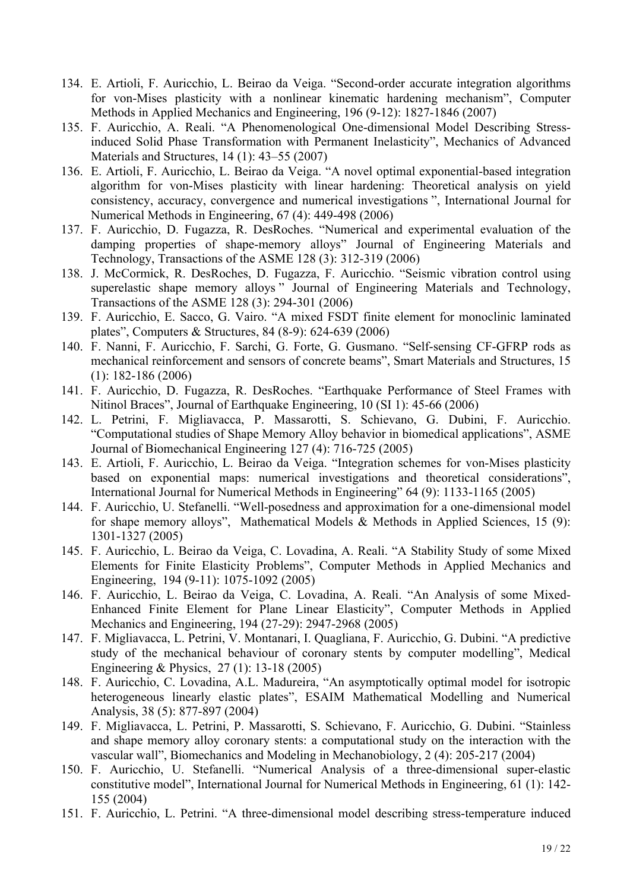134. E. Artioli, F. Auricchio, L. Beirao da Veiga. “Second-order accurate integration algorithms for von-Mises plasticity with a nonlinear kinematic hardening mechanism”, Computer Methods in Applied Mechanics and Engineering, 196 (9-12): 1827-1846 (2007)
135. F. Auricchio, A. Reali. “A Phenomenological One-dimensional Model Describing Stress-induced Solid Phase Transformation with Permanent Inelasticity”, Mechanics of Advanced Materials and Structures, 14 (1): 43–55 (2007)
136. E. Artioli, F. Auricchio, L. Beirao da Veiga. “A novel optimal exponential-based integration algorithm for von-Mises plasticity with linear hardening: Theoretical analysis on yield consistency, accuracy, convergence and numerical investigations ”, International Journal for Numerical Methods in Engineering, 67 (4): 449-498 (2006)
137. F. Auricchio, D. Fugazza, R. DesRoches. “Numerical and experimental evaluation of the damping properties of shape-memory alloys” Journal of Engineering Materials and Technology, Transactions of the ASME 128 (3): 312-319 (2006)
138. J. McCormick, R. DesRoches, D. Fugazza, F. Auricchio. “Seismic vibration control using superelastic shape memory alloys ” Journal of Engineering Materials and Technology, Transactions of the ASME 128 (3): 294-301 (2006)
139. F. Auricchio, E. Sacco, G. Vairo. “A mixed FSDT finite element for monoclinic laminated plates”, Computers & Structures, 84 (8-9): 624-639 (2006)
140. F. Nanni, F. Auricchio, F. Sarchi, G. Forte, G. Gusmano. “Self-sensing CF-GFRP rods as mechanical reinforcement and sensors of concrete beams”, Smart Materials and Structures, 15 (1): 182-186 (2006)
141. F. Auricchio, D. Fugazza, R. DesRoches. “Earthquake Performance of Steel Frames with Nitinol Braces”, Journal of Earthquake Engineering, 10 (SI 1): 45-66 (2006)
142. L. Petrini, F. Migliavacca, P. Massarotti, S. Schievano, G. Dubini, F. Auricchio. “Computational studies of Shape Memory Alloy behavior in biomedical applications”, ASME Journal of Biomechanical Engineering 127 (4): 716-725 (2005)
143. E. Artioli, F. Auricchio, L. Beirao da Veiga. “Integration schemes for von-Mises plasticity based on exponential maps: numerical investigations and theoretical considerations”, International Journal for Numerical Methods in Engineering” 64 (9): 1133-1165 (2005)
144. F. Auricchio, U. Stefanelli. “Well-posedness and approximation for a one-dimensional model for shape memory alloys”, Mathematical Models & Methods in Applied Sciences, 15 (9): 1301-1327 (2005)
145. F. Auricchio, L. Beirao da Veiga, C. Lovadina, A. Reali. “A Stability Study of some Mixed Elements for Finite Elasticity Problems”, Computer Methods in Applied Mechanics and Engineering, 194 (9-11): 1075-1092 (2005)
146. F. Auricchio, L. Beirao da Veiga, C. Lovadina, A. Reali. “An Analysis of some Mixed-Enhanced Finite Element for Plane Linear Elasticity”, Computer Methods in Applied Mechanics and Engineering, 194 (27-29): 2947-2968 (2005)
147. F. Migliavacca, L. Petrini, V. Montanari, I. Quagliana, F. Auricchio, G. Dubini. “A predictive study of the mechanical behaviour of coronary stents by computer modelling”, Medical Engineering & Physics, 27 (1): 13-18 (2005)
148. F. Auricchio, C. Lovadina, A.L. Madureira, “An asymptotically optimal model for isotropic heterogeneous linearly elastic plates”, ESAIM Mathematical Modelling and Numerical Analysis, 38 (5): 877-897 (2004)
149. F. Migliavacca, L. Petrini, P. Massarotti, S. Schievano, F. Auricchio, G. Dubini. “Stainless and shape memory alloy coronary stents: a computational study on the interaction with the vascular wall”, Biomechanics and Modeling in Mechanobiology, 2 (4): 205-217 (2004)
150. F. Auricchio, U. Stefanelli. “Numerical Analysis of a three-dimensional super-elastic constitutive model”, International Journal for Numerical Methods in Engineering, 61 (1): 142-155 (2004)
151. F. Auricchio, L. Petrini. “A three-dimensional model describing stress-temperature induced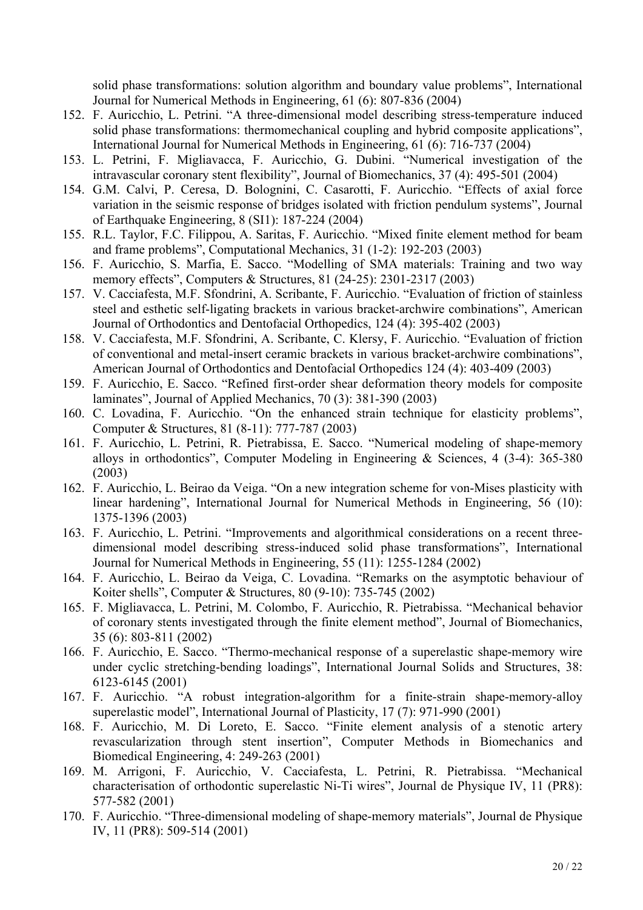solid phase transformations: solution algorithm and boundary value problems", International Journal for Numerical Methods in Engineering, 61 (6): 807-836 (2004)

152. F. Auricchio, L. Petrini. "A three-dimensional model describing stress-temperature induced solid phase transformations: thermomechanical coupling and hybrid composite applications", International Journal for Numerical Methods in Engineering, 61 (6): 716-737 (2004)
153. L. Petrini, F. Migliavacca, F. Auricchio, G. Dubini. "Numerical investigation of the intravascular coronary stent flexibility", Journal of Biomechanics, 37 (4): 495-501 (2004)
154. G.M. Calvi, P. Ceresa, D. Bolognini, C. Casarotti, F. Auricchio. "Effects of axial force variation in the seismic response of bridges isolated with friction pendulum systems", Journal of Earthquake Engineering, 8 (SI1): 187-224 (2004)
155. R.L. Taylor, F.C. Filippou, A. Saritas, F. Auricchio. "Mixed finite element method for beam and frame problems", Computational Mechanics, 31 (1-2): 192-203 (2003)
156. F. Auricchio, S. Marfia, E. Sacco. "Modelling of SMA materials: Training and two way memory effects", Computers & Structures, 81 (24-25): 2301-2317 (2003)
157. V. Cacciafesta, M.F. Sfondrini, A. Scribante, F. Auricchio. "Evaluation of friction of stainless steel and esthetic self-ligating brackets in various bracket-archwire combinations", American Journal of Orthodontics and Dentofacial Orthopedics, 124 (4): 395-402 (2003)
158. V. Cacciafesta, M.F. Sfondrini, A. Scribante, C. Klersy, F. Auricchio. "Evaluation of friction of conventional and metal-insert ceramic brackets in various bracket-archwire combinations", American Journal of Orthodontics and Dentofacial Orthopedics 124 (4): 403-409 (2003)
159. F. Auricchio, E. Sacco. "Refined first-order shear deformation theory models for composite laminates", Journal of Applied Mechanics, 70 (3): 381-390 (2003)
160. C. Lovadina, F. Auricchio. "On the enhanced strain technique for elasticity problems", Computer & Structures, 81 (8-11): 777-787 (2003)
161. F. Auricchio, L. Petrini, R. Pietrabissa, E. Sacco. "Numerical modeling of shape-memory alloys in orthodontics", Computer Modeling in Engineering & Sciences, 4 (3-4): 365-380 (2003)
162. F. Auricchio, L. Beirao da Veiga. "On a new integration scheme for von-Mises plasticity with linear hardening", International Journal for Numerical Methods in Engineering, 56 (10): 1375-1396 (2003)
163. F. Auricchio, L. Petrini. "Improvements and algorithmical considerations on a recent three-dimensional model describing stress-induced solid phase transformations", International Journal for Numerical Methods in Engineering, 55 (11): 1255-1284 (2002)
164. F. Auricchio, L. Beirao da Veiga, C. Lovadina. "Remarks on the asymptotic behaviour of Koiter shells", Computer & Structures, 80 (9-10): 735-745 (2002)
165. F. Migliavacca, L. Petrini, M. Colombo, F. Auricchio, R. Pietrabissa. "Mechanical behavior of coronary stents investigated through the finite element method", Journal of Biomechanics, 35 (6): 803-811 (2002)
166. F. Auricchio, E. Sacco. "Thermo-mechanical response of a superelastic shape-memory wire under cyclic stretching-bending loadings", International Journal Solids and Structures, 38: 6123-6145 (2001)
167. F. Auricchio. "A robust integration-algorithm for a finite-strain shape-memory-alloy superelastic model", International Journal of Plasticity, 17 (7): 971-990 (2001)
168. F. Auricchio, M. Di Loreto, E. Sacco. "Finite element analysis of a stenotic artery revascularization through stent insertion", Computer Methods in Biomechanics and Biomedical Engineering, 4: 249-263 (2001)
169. M. Arrigoni, F. Auricchio, V. Cacciafesta, L. Petrini, R. Pietrabissa. "Mechanical characterisation of orthodontic superelastic Ni-Ti wires", Journal de Physique IV, 11 (PR8): 577-582 (2001)
170. F. Auricchio. "Three-dimensional modeling of shape-memory materials", Journal de Physique IV, 11 (PR8): 509-514 (2001)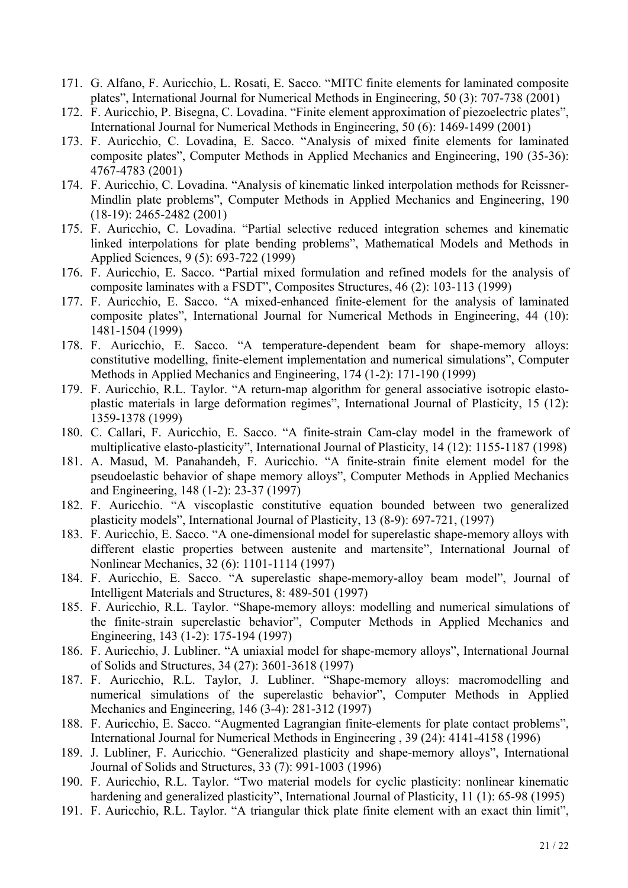171. G. Alfano, F. Auricchio, L. Rosati, E. Sacco. "MITC finite elements for laminated composite plates", International Journal for Numerical Methods in Engineering, 50 (3): 707-738 (2001)
172. F. Auricchio, P. Bisegna, C. Lovadina. "Finite element approximation of piezoelectric plates", International Journal for Numerical Methods in Engineering, 50 (6): 1469-1499 (2001)
173. F. Auricchio, C. Lovadina, E. Sacco. "Analysis of mixed finite elements for laminated composite plates", Computer Methods in Applied Mechanics and Engineering, 190 (35-36): 4767-4783 (2001)
174. F. Auricchio, C. Lovadina. "Analysis of kinematic linked interpolation methods for Reissner-Mindlin plate problems", Computer Methods in Applied Mechanics and Engineering, 190 (18-19): 2465-2482 (2001)
175. F. Auricchio, C. Lovadina. "Partial selective reduced integration schemes and kinematic linked interpolations for plate bending problems", Mathematical Models and Methods in Applied Sciences, 9 (5): 693-722 (1999)
176. F. Auricchio, E. Sacco. "Partial mixed formulation and refined models for the analysis of composite laminates with a FSDT", Composites Structures, 46 (2): 103-113 (1999)
177. F. Auricchio, E. Sacco. "A mixed-enhanced finite-element for the analysis of laminated composite plates", International Journal for Numerical Methods in Engineering, 44 (10): 1481-1504 (1999)
178. F. Auricchio, E. Sacco. "A temperature-dependent beam for shape-memory alloys: constitutive modelling, finite-element implementation and numerical simulations", Computer Methods in Applied Mechanics and Engineering, 174 (1-2): 171-190 (1999)
179. F. Auricchio, R.L. Taylor. "A return-map algorithm for general associative isotropic elasto-plastic materials in large deformation regimes", International Journal of Plasticity, 15 (12): 1359-1378 (1999)
180. C. Callari, F. Auricchio, E. Sacco. "A finite-strain Cam-clay model in the framework of multiplicative elasto-plasticity", International Journal of Plasticity, 14 (12): 1155-1187 (1998)
181. A. Masud, M. Panahandeh, F. Auricchio. "A finite-strain finite element model for the pseudoelastic behavior of shape memory alloys", Computer Methods in Applied Mechanics and Engineering, 148 (1-2): 23-37 (1997)
182. F. Auricchio. "A viscoplastic constitutive equation bounded between two generalized plasticity models", International Journal of Plasticity, 13 (8-9): 697-721, (1997)
183. F. Auricchio, E. Sacco. "A one-dimensional model for superelastic shape-memory alloys with different elastic properties between austenite and martensite", International Journal of Nonlinear Mechanics, 32 (6): 1101-1114 (1997)
184. F. Auricchio, E. Sacco. "A superelastic shape-memory-alloy beam model", Journal of Intelligent Materials and Structures, 8: 489-501 (1997)
185. F. Auricchio, R.L. Taylor. "Shape-memory alloys: modelling and numerical simulations of the finite-strain superelastic behavior", Computer Methods in Applied Mechanics and Engineering, 143 (1-2): 175-194 (1997)
186. F. Auricchio, J. Lubliner. "A uniaxial model for shape-memory alloys", International Journal of Solids and Structures, 34 (27): 3601-3618 (1997)
187. F. Auricchio, R.L. Taylor, J. Lubliner. "Shape-memory alloys: macromodelling and numerical simulations of the superelastic behavior", Computer Methods in Applied Mechanics and Engineering, 146 (3-4): 281-312 (1997)
188. F. Auricchio, E. Sacco. "Augmented Lagrangian finite-elements for plate contact problems", International Journal for Numerical Methods in Engineering , 39 (24): 4141-4158 (1996)
189. J. Lubliner, F. Auricchio. "Generalized plasticity and shape-memory alloys", International Journal of Solids and Structures, 33 (7): 991-1003 (1996)
190. F. Auricchio, R.L. Taylor. "Two material models for cyclic plasticity: nonlinear kinematic hardening and generalized plasticity", International Journal of Plasticity, 11 (1): 65-98 (1995)
191. F. Auricchio, R.L. Taylor. "A triangular thick plate finite element with an exact thin limit",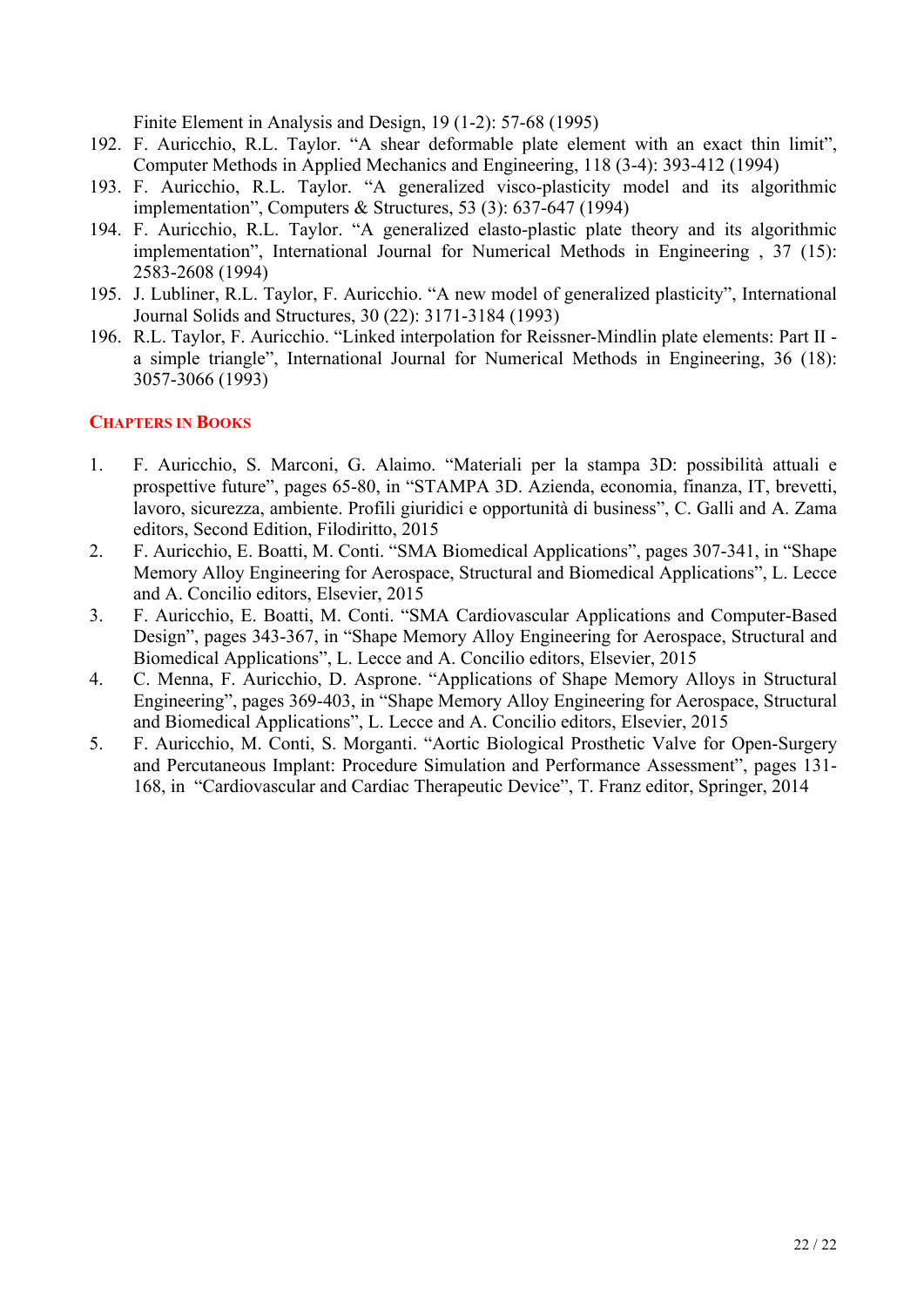Finite Element in Analysis and Design, 19 (1-2): 57-68 (1995)

192. F. Auricchio, R.L. Taylor. "A shear deformable plate element with an exact thin limit", Computer Methods in Applied Mechanics and Engineering, 118 (3-4): 393-412 (1994)
193. F. Auricchio, R.L. Taylor. "A generalized visco-plasticity model and its algorithmic implementation", Computers & Structures, 53 (3): 637-647 (1994)
194. F. Auricchio, R.L. Taylor. "A generalized elasto-plastic plate theory and its algorithmic implementation", International Journal for Numerical Methods in Engineering , 37 (15): 2583-2608 (1994)
195. J. Lubliner, R.L. Taylor, F. Auricchio. "A new model of generalized plasticity", International Journal Solids and Structures, 30 (22): 3171-3184 (1993)
196. R.L. Taylor, F. Auricchio. "Linked interpolation for Reissner-Mindlin plate elements: Part II - a simple triangle", International Journal for Numerical Methods in Engineering, 36 (18): 3057-3066 (1993)

## CHAPTERS IN BOOKS

1. F. Auricchio, S. Marconi, G. Alaimo. "Materiali per la stampa 3D: possibilità attuali e prospettive future", pages 65-80, in "STAMPA 3D. Azienda, economia, finanza, IT, brevetti, lavoro, sicurezza, ambiente. Profili giuridici e opportunità di business", C. Galli and A. Zama editors, Second Edition, Filodiritto, 2015
2. F. Auricchio, E. Boatti, M. Conti. "SMA Biomedical Applications", pages 307-341, in "Shape Memory Alloy Engineering for Aerospace, Structural and Biomedical Applications", L. Lecce and A. Concilio editors, Elsevier, 2015
3. F. Auricchio, E. Boatti, M. Conti. "SMA Cardiovascular Applications and Computer-Based Design", pages 343-367, in "Shape Memory Alloy Engineering for Aerospace, Structural and Biomedical Applications", L. Lecce and A. Concilio editors, Elsevier, 2015
4. C. Menna, F. Auricchio, D. Asprone. "Applications of Shape Memory Alloys in Structural Engineering", pages 369-403, in "Shape Memory Alloy Engineering for Aerospace, Structural and Biomedical Applications", L. Lecce and A. Concilio editors, Elsevier, 2015
5. F. Auricchio, M. Conti, S. Morganti. "Aortic Biological Prosthetic Valve for Open-Surgery and Percutaneous Implant: Procedure Simulation and Performance Assessment", pages 131-168, in "Cardiovascular and Cardiac Therapeutic Device", T. Franz editor, Springer, 2014